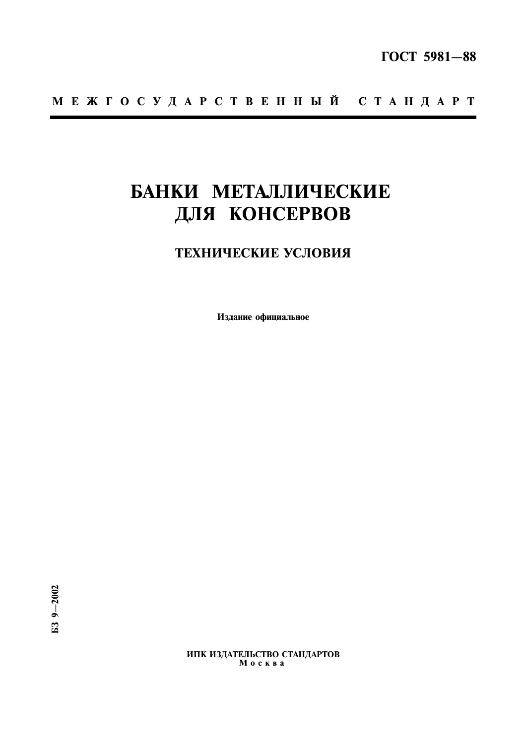ГОСТ 5981—88

М Е Ж Г О С У Д А Р С Т В Е Н Н Ы Й   С Т А Н Д А Р Т

# БАНКИ МЕТАЛЛИЧЕСКИЕ ДЛЯ КОНСЕРВОВ

## ТЕХНИЧЕСКИЕ УСЛОВИЯ

Издание официальное

БЗ 9—2002

ИПК ИЗДАТЕЛЬСТВО СТАНДАРТОВ
М о с к в а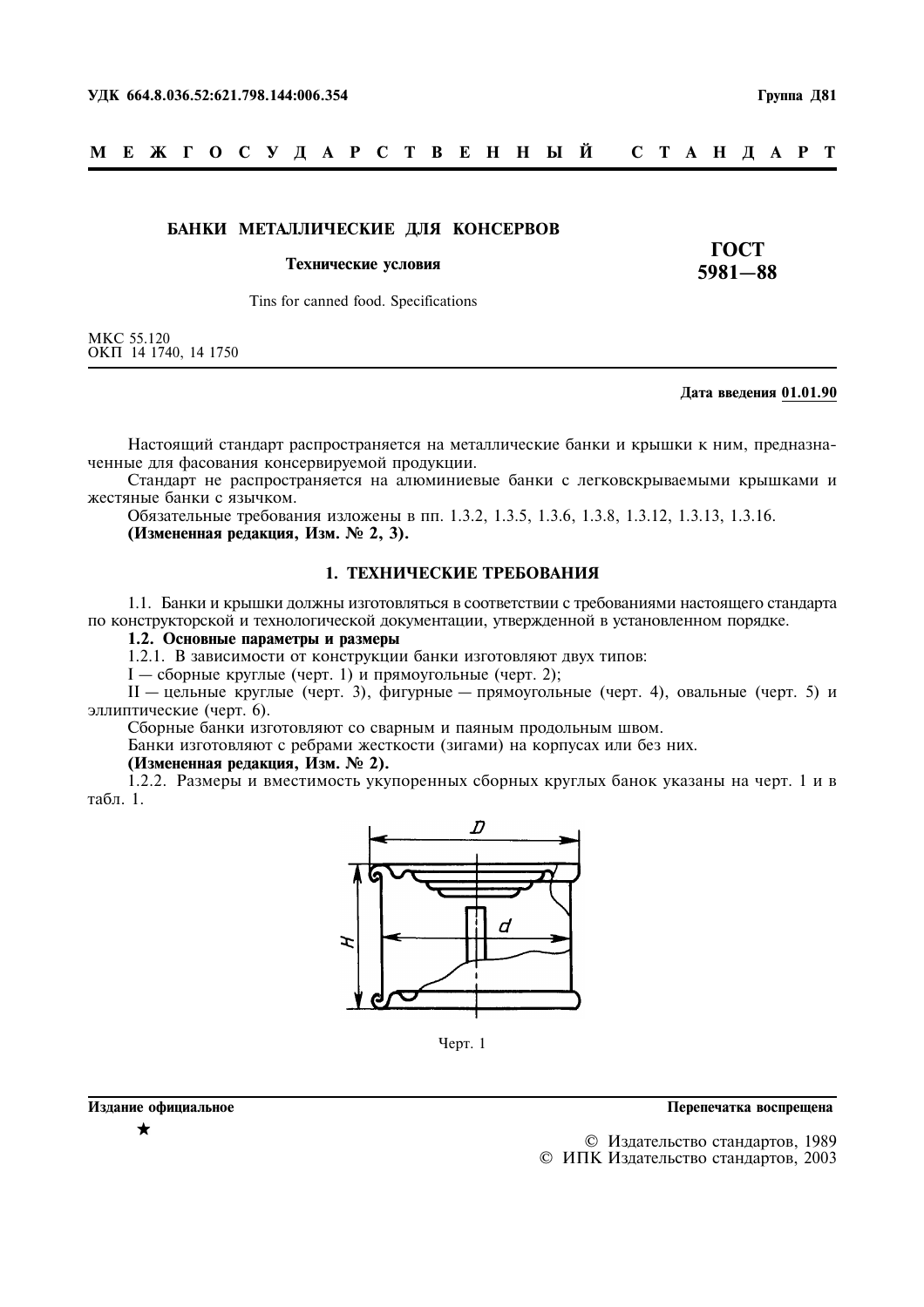УДК 664.8.036.52:621.798.144:006.354 Группа Д81

**М Е Ж Г О С У Д А Р С Т В Е Н Н Ы Й С Т А Н Д А Р Т**

## БАНКИ МЕТАЛЛИЧЕСКИЕ ДЛЯ КОНСЕРВОВ

**Технические условия**

Tins for canned food. Specifications

**ГОСТ 5981—88**

МКС 55.120
ОКП 14 1740, 14 1750

**Дата введения 01.01.90**

Настоящий стандарт распространяется на металлические банки и крышки к ним, предназначенные для фасования консервируемой продукции.

Стандарт не распространяется на алюминиевые банки с легковскрываемыми крышками и жестяные банки с язычком.

Обязательные требования изложены в пп. 1.3.2, 1.3.5, 1.3.6, 1.3.8, 1.3.12, 1.3.13, 1.3.16.

**(Измененная редакция, Изм. № 2, 3).**

## 1. ТЕХНИЧЕСКИЕ ТРЕБОВАНИЯ

1.1. Банки и крышки должны изготовляться в соответствии с требованиями настоящего стандарта по конструкторской и технологической документации, утвержденной в установленном порядке.

**1.2. Основные параметры и размеры**

1.2.1. В зависимости от конструкции банки изготовляют двух типов:

I — сборные круглые (черт. 1) и прямоугольные (черт. 2);

II — цельные круглые (черт. 3), фигурные — прямоугольные (черт. 4), овальные (черт. 5) и эллиптические (черт. 6).

Сборные банки изготовляют со сварным и паяным продольным швом.

Банки изготовляют с ребрами жесткости (зигами) на корпусах или без них.

**(Измененная редакция, Изм. № 2).**

1.2.2. Размеры и вместимость укупоренных сборных круглых банок указаны на черт. 1 и в табл. 1.

Черт. 1

**Издание официальное** **Перепечатка воспрещена**

★

© Издательство стандартов, 1989
© ИПК Издательство стандартов, 2003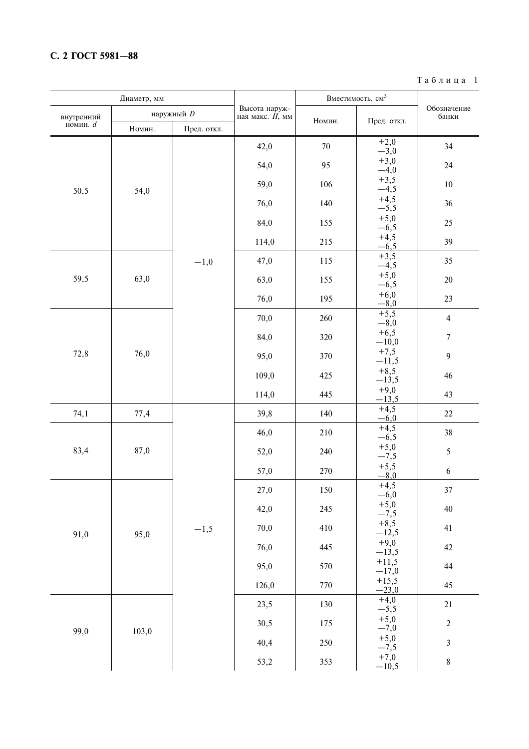Таблица 1

| Диаметр, мм | | | Высота наружная макс. $H$, мм | Вместимость, см$^3$ | | Обозначение банки |
|---|---|---|---|---|---|---|
| внутренний номин. $d$ | наружный $D$ | | | Номин. | Пред. откл. | |
| | Номин. | Пред. откл. | | | | |
| 50,5 | 54,0 | −1,0 | 42,0 | 70 | +2,0 −3,0 | 34 |
| | | | 54,0 | 95 | +3,0 −4,0 | 24 |
| | | | 59,0 | 106 | +3,5 −4,5 | 10 |
| | | | 76,0 | 140 | +4,5 −5,5 | 36 |
| | | | 84,0 | 155 | +5,0 −6,5 | 25 |
| | | | 114,0 | 215 | +4,5 −6,5 | 39 |
| 59,5 | 63,0 | | 47,0 | 115 | +3,5 −4,5 | 35 |
| | | | 63,0 | 155 | +5,0 −6,5 | 20 |
| | | | 76,0 | 195 | +6,0 −8,0 | 23 |
| 72,8 | 76,0 | | 70,0 | 260 | +5,5 −8,0 | 4 |
| | | | 84,0 | 320 | +6,5 −10,0 | 7 |
| | | | 95,0 | 370 | +7,5 −11,5 | 9 |
| | | | 109,0 | 425 | +8,5 −13,5 | 46 |
| | | | 114,0 | 445 | +9,0 −13,5 | 43 |
| 74,1 | 77,4 | −1,5 | 39,8 | 140 | +4,5 −6,0 | 22 |
| 83,4 | 87,0 | | 46,0 | 210 | +4,5 −6,5 | 38 |
| | | | 52,0 | 240 | +5,0 −7,5 | 5 |
| | | | 57,0 | 270 | +5,5 −8,0 | 6 |
| 91,0 | 95,0 | | 27,0 | 150 | +4,5 −6,0 | 37 |
| | | | 42,0 | 245 | +5,0 −7,5 | 40 |
| | | | 70,0 | 410 | +8,5 −12,5 | 41 |
| | | | 76,0 | 445 | +9,0 −13,5 | 42 |
| | | | 95,0 | 570 | +11,5 −17,0 | 44 |
| | | | 126,0 | 770 | +15,5 −23,0 | 45 |
| 99,0 | 103,0 | | 23,5 | 130 | +4,0 −5,5 | 21 |
| | | | 30,5 | 175 | +5,0 −7,0 | 2 |
| | | | 40,4 | 250 | +5,0 −7,5 | 3 |
| | | | 53,2 | 353 | +7,0 −10,5 | 8 |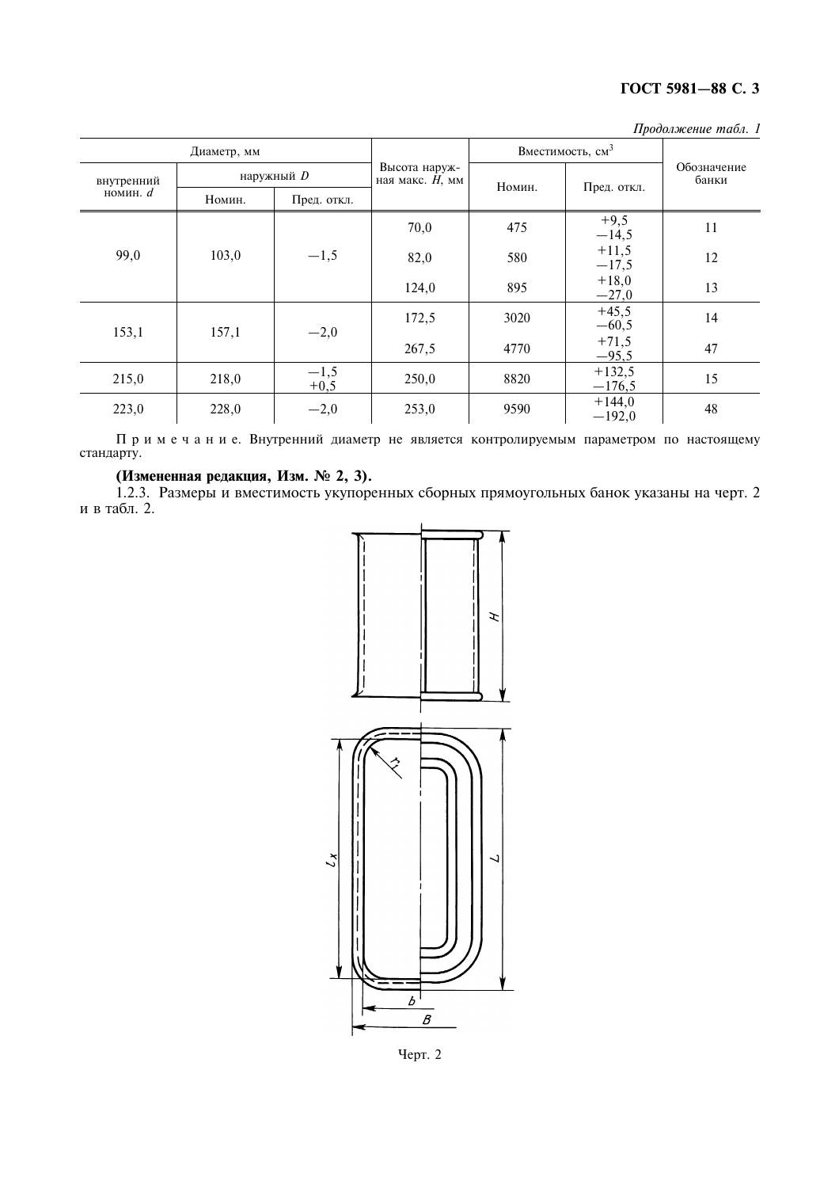*Продолжение табл. 1*

| Диаметр, мм | | | Высота наружная макс. *H*, мм | Вместимость, см$^3$ | | Обозначение банки |
|---|---|---|---|---|---|---|
| внутренний номин. *d* | наружный *D* | | | Номин. | Пред. откл. | |
| | Номин. | Пред. откл. | | | | |
| 99,0 | 103,0 | −1,5 | 70,0 | 475 | +9,5 −14,5 | 11 |
| | | | 82,0 | 580 | +11,5 −17,5 | 12 |
| | | | 124,0 | 895 | +18,0 −27,0 | 13 |
| 153,1 | 157,1 | −2,0 | 172,5 | 3020 | +45,5 −60,5 | 14 |
| | | | 267,5 | 4770 | +71,5 −95,5 | 47 |
| 215,0 | 218,0 | −1,5 +0,5 | 250,0 | 8820 | +132,5 −176,5 | 15 |
| 223,0 | 228,0 | −2,0 | 253,0 | 9590 | +144,0 −192,0 | 48 |

Примечание. Внутренний диаметр не является контролируемым параметром по настоящему стандарту.

**(Измененная редакция, Изм. № 2, 3).**

1.2.3. Размеры и вместимость укупоренных сборных прямоугольных банок указаны на черт. 2 и в табл. 2.

Черт. 2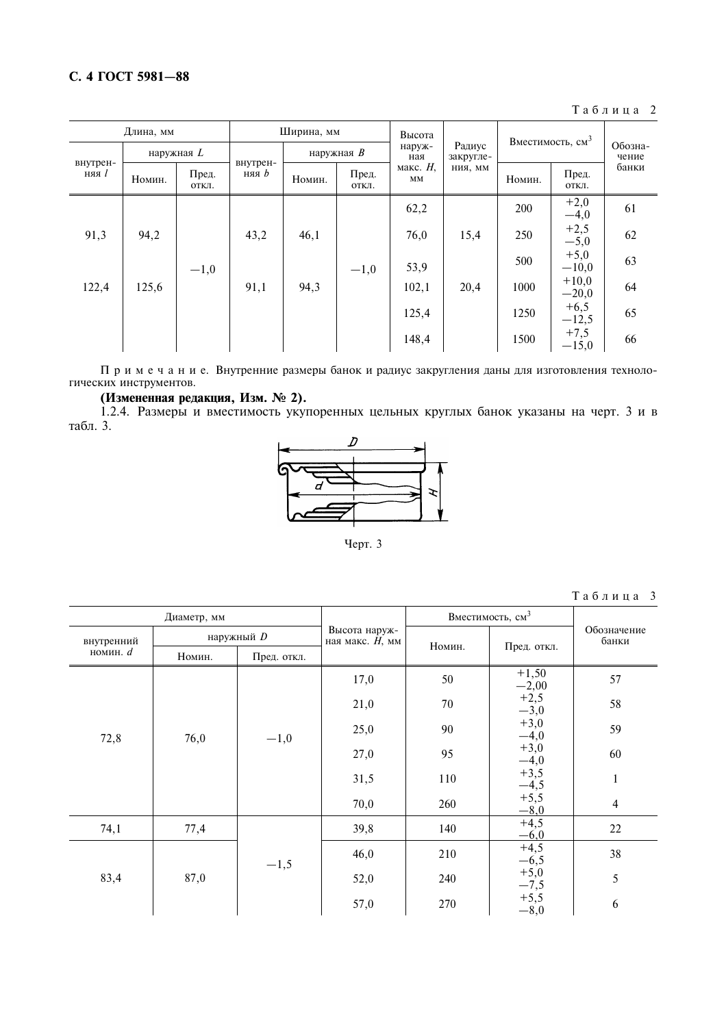Таблица 2

| Длина, мм | | | Ширина, мм | | | Высота наружная макс. $H$, мм | Радиус закругления, мм | Вместимость, см$^3$ | | Обозначение банки |
|---|---|---|---|---|---|---|---|---|---|---|
| внутренняя $l$ | наружная $L$ | | внутренняя $b$ | наружная $B$ | | | | | | |
| | Номин. | Пред. откл. | | Номин. | Пред. откл. | | | Номин. | Пред. откл. | |
| 91,3 | 94,2 | −1,0 | 43,2 | 46,1 | −1,0 | 62,2 | 15,4 | 200 | +2,0 −4,0 | 61 |
| | | | | | | 76,0 | | 250 | +2,5 −5,0 | 62 |
| 122,4 | 125,6 | | 91,1 | 94,3 | | 53,9 | 20,4 | 500 | +5,0 −10,0 | 63 |
| | | | | | | 102,1 | | 1000 | +10,0 −20,0 | 64 |
| | | | | | | 125,4 | | 1250 | +6,5 −12,5 | 65 |
| | | | | | | 148,4 | | 1500 | +7,5 −15,0 | 66 |

Примечание. Внутренние размеры банок и радиус закругления даны для изготовления технологических инструментов.

**(Измененная редакция, Изм. № 2).**

1.2.4. Размеры и вместимость укупоренных цельных круглых банок указаны на черт. 3 и в табл. 3.

Черт. 3

Таблица 3

| Диаметр, мм | | | Высота наружная макс. $H$, мм | Вместимость, см$^3$ | | Обозначение банки |
|---|---|---|---|---|---|---|
| внутренний номин. $d$ | наружный $D$ | | | Номин. | Пред. откл. | |
| | Номин. | Пред. откл. | | | | |
| 72,8 | 76,0 | −1,0 | 17,0 | 50 | +1,50 −2,00 | 57 |
| | | | 21,0 | 70 | +2,5 −3,0 | 58 |
| | | | 25,0 | 90 | +3,0 −4,0 | 59 |
| | | | 27,0 | 95 | +3,0 −4,0 | 60 |
| | | | 31,5 | 110 | +3,5 −4,5 | 1 |
| | | | 70,0 | 260 | +5,5 −8,0 | 4 |
| 74,1 | 77,4 | −1,5 | 39,8 | 140 | +4,5 −6,0 | 22 |
| 83,4 | 87,0 | | 46,0 | 210 | +4,5 −6,5 | 38 |
| | | | 52,0 | 240 | +5,0 −7,5 | 5 |
| | | | 57,0 | 270 | +5,5 −8,0 | 6 |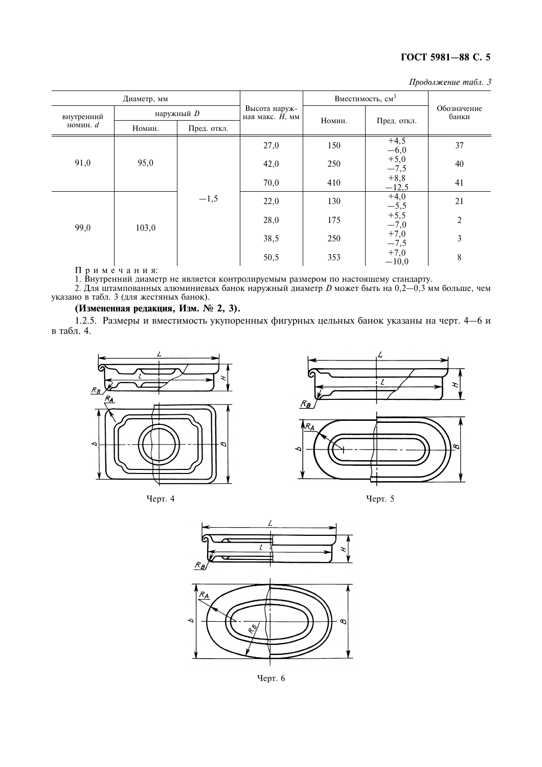*Продолжение табл. 3*

| Диаметр, мм | | | Высота наружная макс. $H$, мм | Вместимость, см$^3$ | | Обозначение банки |
|---|---|---|---|---|---|---|
| внутренний номин. $d$ | наружный $D$ | | | Номин. | Пред. откл. | |
| | Номин. | Пред. откл. | | | | |
| 91,0 | 95,0 | −1,5 | 27,0 | 150 | +4,5 −6,0 | 37 |
| | | | 42,0 | 250 | +5,0 −7,5 | 40 |
| | | | 70,0 | 410 | +8,8 −12,5 | 41 |
| 99,0 | 103,0 | | 22,0 | 130 | +4,0 −5,5 | 21 |
| | | | 28,0 | 175 | +5,5 −7,0 | 2 |
| | | | 38,5 | 250 | +7,0 −7,5 | 3 |
| | | | 50,5 | 353 | +7,0 −10,0 | 8 |

Примечания:

1. Внутренний диаметр не является контролируемым размером по настоящему стандарту.
2. Для штампованных алюминиевых банок наружный диаметр $D$ может быть на 0,2—0,3 мм больше, чем указано в табл. 3 (для жестяных банок).

**(Измененная редакция, Изм. № 2, 3).**

1.2.5. Размеры и вместимость укупоренных фигурных цельных банок указаны на черт. 4—6 и в табл. 4.

Черт. 4

Черт. 5

Черт. 6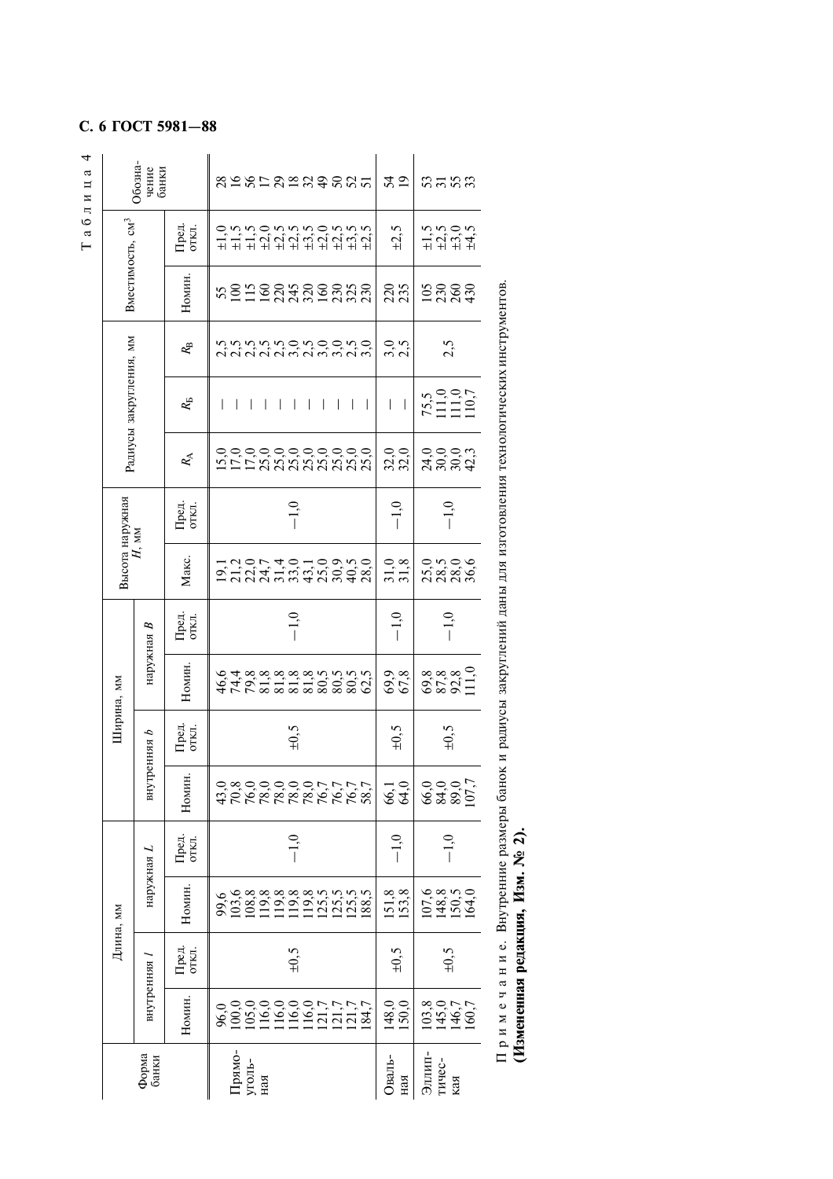Таблица 4

| Форма банки | Длина, мм | | | | Ширина, мм | | | | Высота наружная $H$, мм | | Радиусы закругления, мм | | | Вместимость, см$^3$ | | Обозначение банки |
|---|---|---|---|---|---|---|---|---|---|---|---|---|---|---|---|---|
| | внутренняя $l$ | | наружная $L$ | | внутренняя $b$ | | наружная $B$ | | | | | | | | | |
| | Номин. | Пред. откл. | Номин. | Пред. откл. | Номин. | Пред. откл. | Номин. | Пред. откл. | Макс. | Пред. откл. | $R_А$ | $R_Б$ | $R_В$ | Номин. | Пред. откл. | |
| Прямоугольная | 96,0 | ±0,5 | 99,6 | −1,0 | 43,0 | ±0,5 | 46,6 | −1,0 | 19,1 | −1,0 | 15,0 | — | 2,5 | 55 | ±1,0 | 28 |
| | 100,0 | | 103,6 | | 70,8 | | 74,4 | | 21,2 | | 17,0 | — | 2,5 | 100 | ±1,5 | 16 |
| | 105,0 | | 108,8 | | 76,0 | | 79,8 | | 22,0 | | 17,0 | — | 2,5 | 115 | ±1,5 | 56 |
| | 116,0 | | 119,8 | | 78,0 | | 81,8 | | 24,7 | | 25,0 | — | 2,5 | 160 | ±2,0 | 17 |
| | 116,0 | | 119,8 | | 78,0 | | 81,8 | | 31,4 | | 25,0 | — | 2,5 | 220 | ±2,5 | 29 |
| | 116,0 | | 119,8 | | 78,0 | | 81,8 | | 33,0 | | 25,0 | — | 3,0 | 245 | ±2,5 | 18 |
| | 116,0 | | 119,8 | | 78,0 | | 81,8 | | 43,1 | | 25,0 | — | 2,5 | 320 | ±3,5 | 32 |
| | 121,7 | | 125,5 | | 76,7 | | 80,5 | | 25,0 | | 25,0 | — | 3,0 | 160 | ±2,0 | 49 |
| | 121,7 | | 125,5 | | 76,7 | | 80,5 | | 30,9 | | 25,0 | — | 3,0 | 230 | ±2,5 | 50 |
| | 121,7 | | 125,5 | | 76,7 | | 80,5 | | 40,5 | | 25,0 | — | 2,5 | 325 | ±3,5 | 52 |
| | 184,7 | | 188,5 | | 58,7 | | 62,5 | | 28,0 | | 25,0 | — | 3,0 | 230 | ±2,5 | 51 |
| Овальная | 148,0 | ±0,5 | 151,8 | −1,0 | 66,1 | ±0,5 | 69,9 | −1,0 | 31,0 | −1,0 | 32,0 | — | 3,0 | 220 | ±2,5 | 54 |
| | 150,0 | | 153,8 | | 64,0 | | 67,8 | | 31,8 | | 32,0 | — | 2,5 | 235 | | 19 |
| Эллиптическая | 103,8 | ±0,5 | 107,6 | −1,0 | 66,0 | ±0,5 | 69,8 | −1,0 | 25,0 | −1,0 | 24,0 | 75,5 | 2,5 | 105 | ±1,5 | 53 |
| | 145,0 | | 148,8 | | 84,0 | | 87,8 | | 28,5 | | 30,0 | 111,0 | | 230 | ±2,5 | 31 |
| | 146,7 | | 150,5 | | 89,0 | | 92,8 | | 28,0 | | 30,0 | 111,0 | | 260 | ±3,0 | 55 |
| | 160,7 | | 164,0 | | 107,7 | | 111,0 | | 36,6 | | 42,3 | 110,7 | | 430 | ±4,5 | 33 |

П р и м е ч а н и е. Внутренние размеры банок и радиусы закруглений даны для изготовления технологических инструментов.

**(Измененная редакция, Изм. № 2).**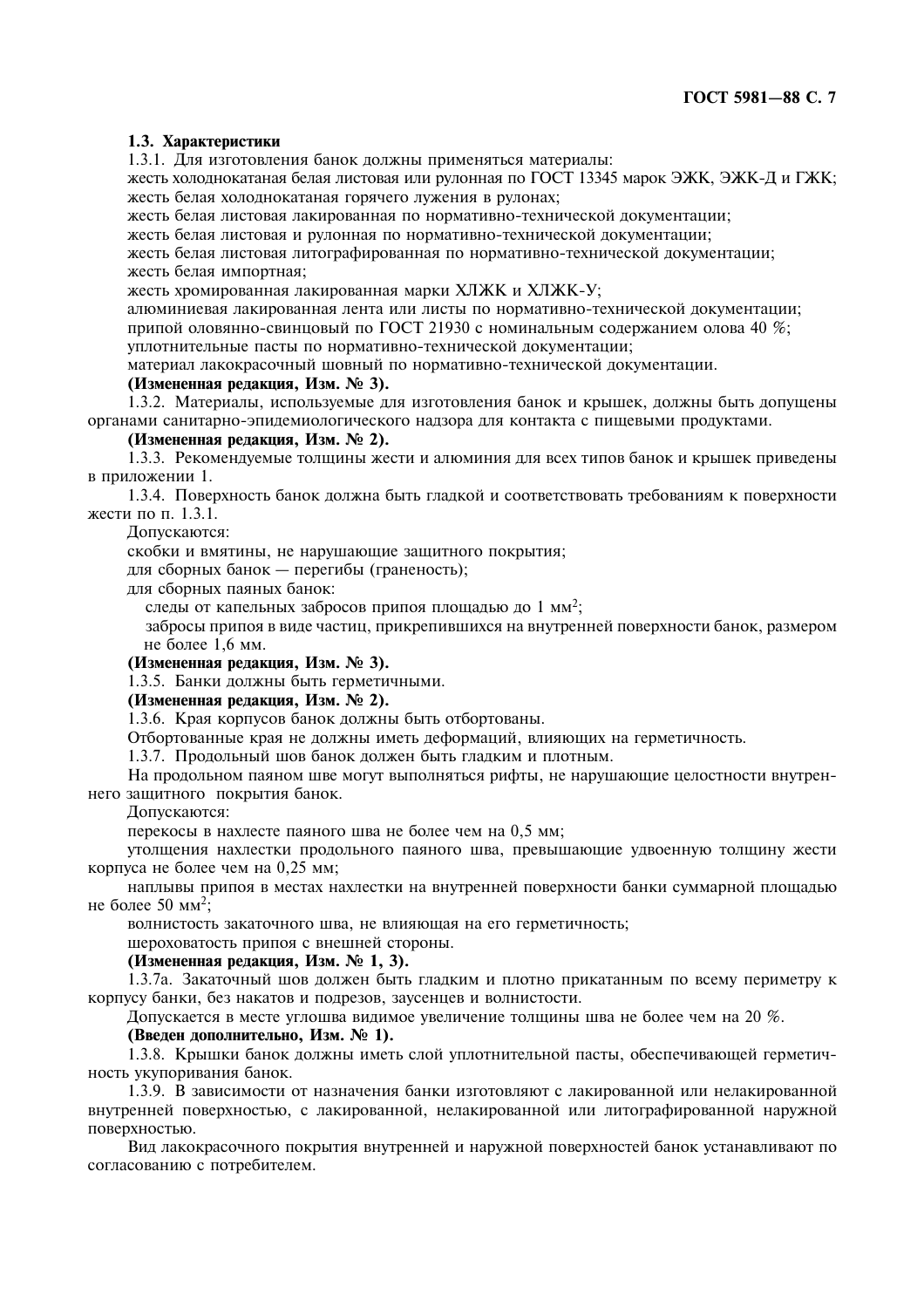**1.3. Характеристики**

1.3.1. Для изготовления банок должны применяться материалы:

жесть холоднокатаная белая листовая или рулонная по ГОСТ 13345 марок ЭЖК, ЭЖК-Д и ГЖК;

жесть белая холоднокатаная горячего лужения в рулонах;

жесть белая листовая лакированная по нормативно-технической документации;

жесть белая листовая и рулонная по нормативно-технической документации;

жесть белая листовая литографированная по нормативно-технической документации;

жесть белая импортная;

жесть хромированная лакированная марки ХЛЖК и ХЛЖК-У;

алюминиевая лакированная лента или листы по нормативно-технической документации;

припой оловянно-свинцовый по ГОСТ 21930 с номинальным содержанием олова 40 %;

уплотнительные пасты по нормативно-технической документации;

материал лакокрасочный шовный по нормативно-технической документации.

**(Измененная редакция, Изм. № 3).**

1.3.2. Материалы, используемые для изготовления банок и крышек, должны быть допущены органами санитарно-эпидемиологического надзора для контакта с пищевыми продуктами.

**(Измененная редакция, Изм. № 2).**

1.3.3. Рекомендуемые толщины жести и алюминия для всех типов банок и крышек приведены в приложении 1.

1.3.4. Поверхность банок должна быть гладкой и соответствовать требованиям к поверхности жести по п. 1.3.1.

Допускаются:

скобки и вмятины, не нарушающие защитного покрытия;

для сборных банок — перегибы (граненость);

для сборных паяных банок:

следы от капельных забросов припоя площадью до 1 мм$^2$;

забросы припоя в виде частиц, прикрепившихся на внутренней поверхности банок, размером не более 1,6 мм.

**(Измененная редакция, Изм. № 3).**

1.3.5. Банки должны быть герметичными.

**(Измененная редакция, Изм. № 2).**

1.3.6. Края корпусов банок должны быть отбортованы.

Отбортованные края не должны иметь деформаций, влияющих на герметичность.

1.3.7. Продольный шов банок должен быть гладким и плотным.

На продольном паяном шве могут выполняться рифты, не нарушающие целостности внутреннего защитного покрытия банок.

Допускаются:

перекосы в нахлесте паяного шва не более чем на 0,5 мм;

утолщения нахлестки продольного паяного шва, превышающие удвоенную толщину жести корпуса не более чем на 0,25 мм;

наплывы припоя в местах нахлестки на внутренней поверхности банки суммарной площадью не более 50 мм$^2$;

волнистость закаточного шва, не влияющая на его герметичность;

шероховатость припоя с внешней стороны.

**(Измененная редакция, Изм. № 1, 3).**

1.3.7а. Закаточный шов должен быть гладким и плотно прикатанным по всему периметру к корпусу банки, без накатов и подрезов, заусенцев и волнистости.

Допускается в месте углошва видимое увеличение толщины шва не более чем на 20 %.

**(Введен дополнительно, Изм. № 1).**

1.3.8. Крышки банок должны иметь слой уплотнительной пасты, обеспечивающей герметичность укупоривания банок.

1.3.9. В зависимости от назначения банки изготовляют с лакированной или нелакированной внутренней поверхностью, с лакированной, нелакированной или литографированной наружной поверхностью.

Вид лакокрасочного покрытия внутренней и наружной поверхностей банок устанавливают по согласованию с потребителем.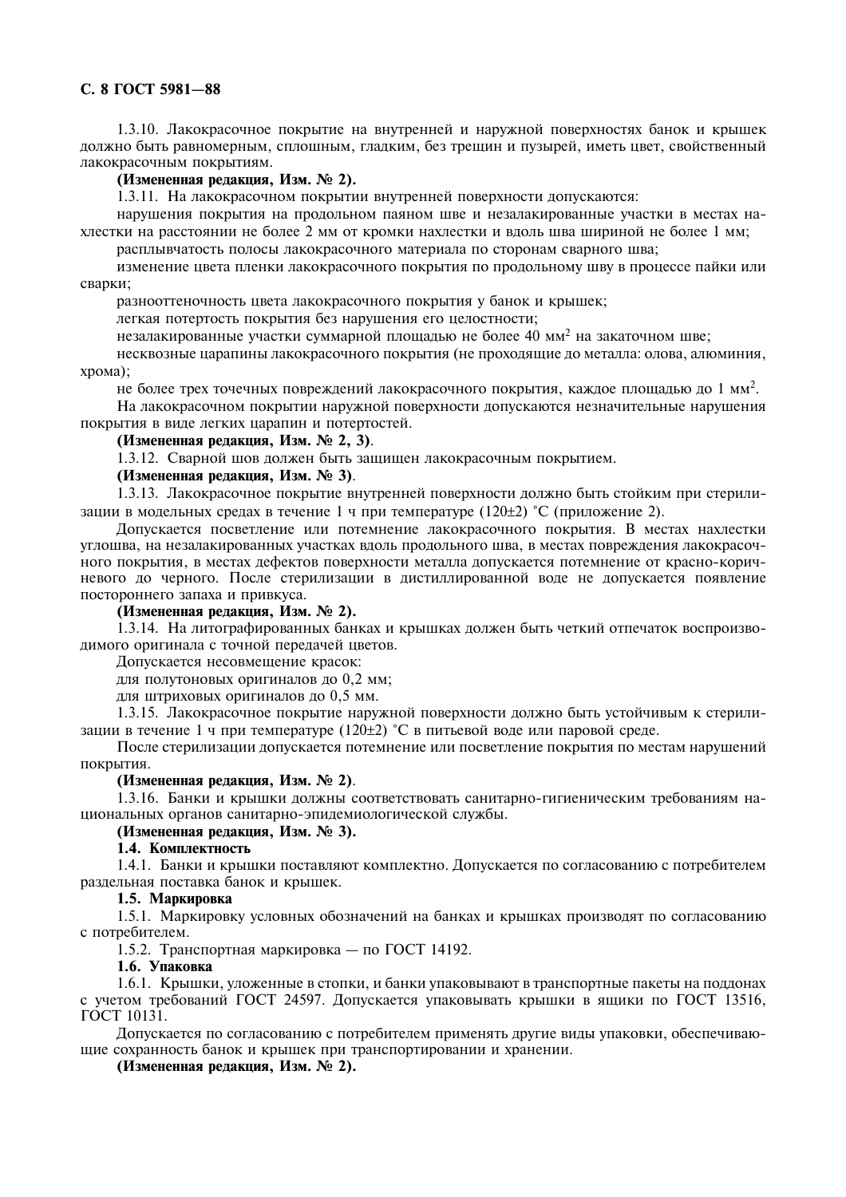1.3.10. Лакокрасочное покрытие на внутренней и наружной поверхностях банок и крышек должно быть равномерным, сплошным, гладким, без трещин и пузырей, иметь цвет, свойственный лакокрасочным покрытиям.

**(Измененная редакция, Изм. № 2).**

1.3.11. На лакокрасочном покрытии внутренней поверхности допускаются:

нарушения покрытия на продольном паяном шве и незалакированные участки в местах нахлестки на расстоянии не более 2 мм от кромки нахлестки и вдоль шва шириной не более 1 мм;

расплывчатость полосы лакокрасочного материала по сторонам сварного шва;

изменение цвета пленки лакокрасочного покрытия по продольному шву в процессе пайки или сварки;

разнооттеночность цвета лакокрасочного покрытия у банок и крышек;

легкая потертость покрытия без нарушения его целостности;

незалакированные участки суммарной площадью не более 40 мм$^2$ на закаточном шве;

несквозные царапины лакокрасочного покрытия (не проходящие до металла: олова, алюминия, хрома);

не более трех точечных повреждений лакокрасочного покрытия, каждое площадью до 1 мм$^2$.

На лакокрасочном покрытии наружной поверхности допускаются незначительные нарушения покрытия в виде легких царапин и потертостей.

**(Измененная редакция, Изм. № 2, 3)**.

1.3.12. Сварной шов должен быть защищен лакокрасочным покрытием.

**(Измененная редакция, Изм. № 3)**.

1.3.13. Лакокрасочное покрытие внутренней поверхности должно быть стойким при стерилизации в модельных средах в течение 1 ч при температуре (120±2) °С (приложение 2).

Допускается посветление или потемнение лакокрасочного покрытия. В местах нахлестки углошва, на незалакированных участках вдоль продольного шва, в местах повреждения лакокрасочного покрытия, в местах дефектов поверхности металла допускается потемнение от красно-коричневого до черного. После стерилизации в дистиллированной воде не допускается появление постороннего запаха и привкуса.

**(Измененная редакция, Изм. № 2).**

1.3.14. На литографированных банках и крышках должен быть четкий отпечаток воспроизводимого оригинала с точной передачей цветов.

Допускается несовмещение красок:

для полутоновых оригиналов до 0,2 мм;

для штриховых оригиналов до 0,5 мм.

1.3.15. Лакокрасочное покрытие наружной поверхности должно быть устойчивым к стерилизации в течение 1 ч при температуре (120±2) °С в питьевой воде или паровой среде.

После стерилизации допускается потемнение или посветление покрытия по местам нарушений покрытия.

**(Измененная редакция, Изм. № 2)**.

1.3.16. Банки и крышки должны соответствовать санитарно-гигиеническим требованиям национальных органов санитарно-эпидемиологической службы.

**(Измененная редакция, Изм. № 3).**

**1.4. Комплектность**

1.4.1. Банки и крышки поставляют комплектно. Допускается по согласованию с потребителем раздельная поставка банок и крышек.

**1.5. Маркировка**

1.5.1. Маркировку условных обозначений на банках и крышках производят по согласованию с потребителем.

1.5.2. Транспортная маркировка — по ГОСТ 14192.

**1.6. Упаковка**

1.6.1. Крышки, уложенные в стопки, и банки упаковывают в транспортные пакеты на поддонах с учетом требований ГОСТ 24597. Допускается упаковывать крышки в ящики по ГОСТ 13516, ГОСТ 10131.

Допускается по согласованию с потребителем применять другие виды упаковки, обеспечивающие сохранность банок и крышек при транспортировании и хранении.

**(Измененная редакция, Изм. № 2).**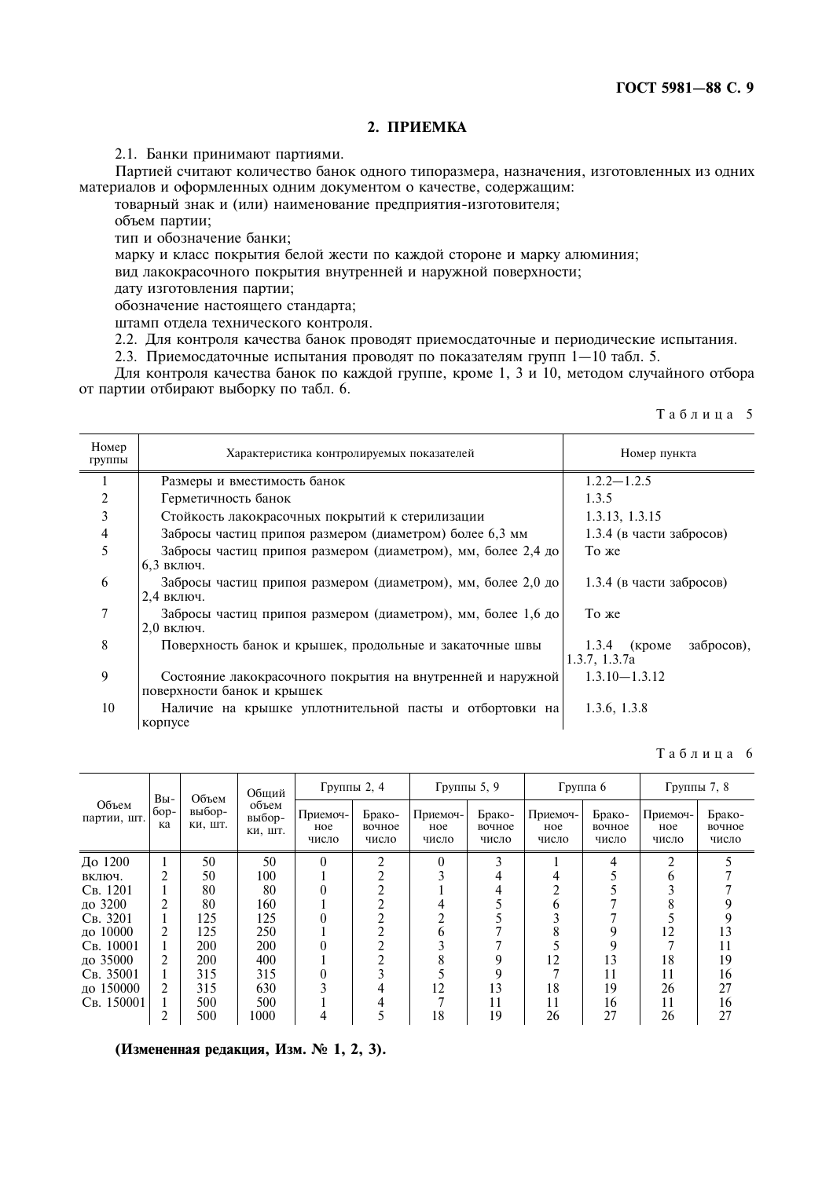## 2. ПРИЕМКА

2.1. Банки принимают партиями.

Партией считают количество банок одного типоразмера, назначения, изготовленных из одних материалов и оформленных одним документом о качестве, содержащим:

товарный знак и (или) наименование предприятия-изготовителя;

объем партии;

тип и обозначение банки;

марку и класс покрытия белой жести по каждой стороне и марку алюминия;

вид лакокрасочного покрытия внутренней и наружной поверхности;

дату изготовления партии;

обозначение настоящего стандарта;

штамп отдела технического контроля.

2.2. Для контроля качества банок проводят приемосдаточные и периодические испытания.

2.3. Приемосдаточные испытания проводят по показателям групп 1—10 табл. 5.

Для контроля качества банок по каждой группе, кроме 1, 3 и 10, методом случайного отбора от партии отбирают выборку по табл. 6.

Таблица 5

| Номер группы | Характеристика контролируемых показателей | Номер пункта |
|---|---|---|
| 1 | Размеры и вместимость банок | 1.2.2—1.2.5 |
| 2 | Герметичность банок | 1.3.5 |
| 3 | Стойкость лакокрасочных покрытий к стерилизации | 1.3.13, 1.3.15 |
| 4 | Забросы частиц припоя размером (диаметром) более 6,3 мм | 1.3.4 (в части забросов) |
| 5 | Забросы частиц припоя размером (диаметром), мм, более 2,4 до 6,3 включ. | То же |
| 6 | Забросы частиц припоя размером (диаметром), мм, более 2,0 до 2,4 включ. | 1.3.4 (в части забросов) |
| 7 | Забросы частиц припоя размером (диаметром), мм, более 1,6 до 2,0 включ. | То же |
| 8 | Поверхность банок и крышек, продольные и закаточные швы | 1.3.4 (кроме забросов), 1.3.7, 1.3.7а |
| 9 | Состояние лакокрасочного покрытия на внутренней и наружной поверхности банок и крышек | 1.3.10—1.3.12 |
| 10 | Наличие на крышке уплотнительной пасты и отбортовки на корпусе | 1.3.6, 1.3.8 |

Таблица 6

| Объем партии, шт. | Выборка | Объем выборки, шт. | Общий объем выборки, шт. | Группы 2, 4 | | Группы 5, 9 | | Группа 6 | | Группы 7, 8 | |
|---|---|---|---|---|---|---|---|---|---|---|---|
| | | | | Приемочное число | Браковочное число | Приемочное число | Браковочное число | Приемочное число | Браковочное число | Приемочное число | Браковочное число |
| До 1200 | 1 | 50 | 50 | 0 | 2 | 0 | 3 | 1 | 4 | 2 | 5 |
| включ. | 2 | 50 | 100 | 1 | 2 | 3 | 4 | 4 | 5 | 6 | 7 |
| Св. 1201 | 1 | 80 | 80 | 0 | 2 | 1 | 4 | 2 | 5 | 3 | 7 |
| до 3200 | 2 | 80 | 160 | 1 | 2 | 4 | 5 | 6 | 7 | 8 | 9 |
| Св. 3201 | 1 | 125 | 125 | 0 | 2 | 2 | 5 | 3 | 7 | 5 | 9 |
| до 10000 | 2 | 125 | 250 | 1 | 2 | 6 | 7 | 8 | 9 | 12 | 13 |
| Св. 10001 | 1 | 200 | 200 | 0 | 2 | 3 | 7 | 5 | 9 | 7 | 11 |
| до 35000 | 2 | 200 | 400 | 1 | 2 | 8 | 9 | 12 | 13 | 18 | 19 |
| Св. 35001 | 1 | 315 | 315 | 0 | 3 | 5 | 9 | 7 | 11 | 11 | 16 |
| до 150000 | 2 | 315 | 630 | 3 | 4 | 12 | 13 | 18 | 19 | 26 | 27 |
| Св. 150001 | 1 | 500 | 500 | 1 | 4 | 7 | 11 | 11 | 16 | 11 | 16 |
| | 2 | 500 | 1000 | 4 | 5 | 18 | 19 | 26 | 27 | 26 | 27 |

**(Измененная редакция, Изм. № 1, 2, 3).**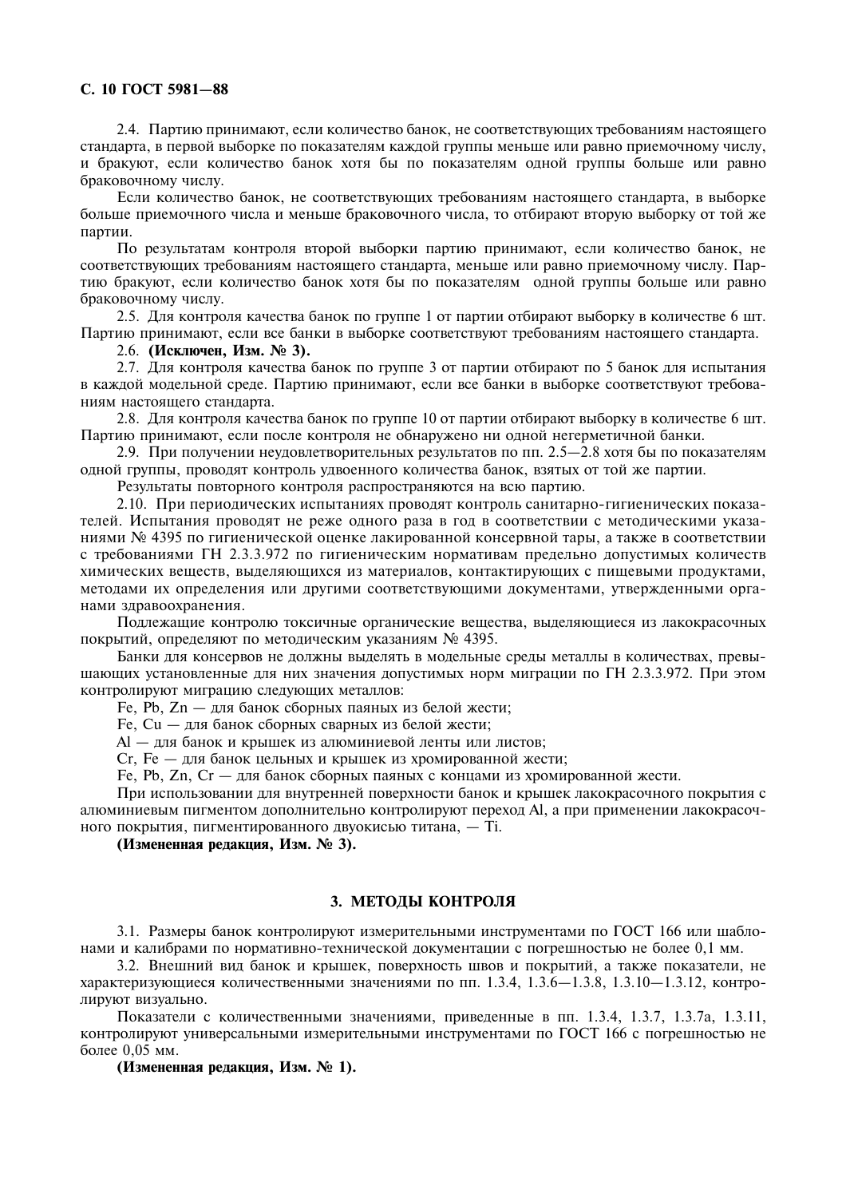2.4. Партию принимают, если количество банок, не соответствующих требованиям настоящего стандарта, в первой выборке по показателям каждой группы меньше или равно приемочному числу, и бракуют, если количество банок хотя бы по показателям одной группы больше или равно браковочному числу.

Если количество банок, не соответствующих требованиям настоящего стандарта, в выборке больше приемочного числа и меньше браковочного числа, то отбирают вторую выборку от той же партии.

По результатам контроля второй выборки партию принимают, если количество банок, не соответствующих требованиям настоящего стандарта, меньше или равно приемочному числу. Партию бракуют, если количество банок хотя бы по показателям одной группы больше или равно браковочному числу.

2.5. Для контроля качества банок по группе 1 от партии отбирают выборку в количестве 6 шт. Партию принимают, если все банки в выборке соответствуют требованиям настоящего стандарта.

2.6. **(Исключен, Изм. № 3).**

2.7. Для контроля качества банок по группе 3 от партии отбирают по 5 банок для испытания в каждой модельной среде. Партию принимают, если все банки в выборке соответствуют требованиям настоящего стандарта.

2.8. Для контроля качества банок по группе 10 от партии отбирают выборку в количестве 6 шт. Партию принимают, если после контроля не обнаружено ни одной негерметичной банки.

2.9. При получении неудовлетворительных результатов по пп. 2.5—2.8 хотя бы по показателям одной группы, проводят контроль удвоенного количества банок, взятых от той же партии.

Результаты повторного контроля распространяются на всю партию.

2.10. При периодических испытаниях проводят контроль санитарно-гигиенических показателей. Испытания проводят не реже одного раза в год в соответствии с методическими указаниями № 4395 по гигиенической оценке лакированной консервной тары, а также в соответствии с требованиями ГН 2.3.3.972 по гигиеническим нормативам предельно допустимых количеств химических веществ, выделяющихся из материалов, контактирующих с пищевыми продуктами, методами их определения или другими соответствующими документами, утвержденными органами здравоохранения.

Подлежащие контролю токсичные органические вещества, выделяющиеся из лакокрасочных покрытий, определяют по методическим указаниям № 4395.

Банки для консервов не должны выделять в модельные среды металлы в количествах, превышающих установленные для них значения допустимых норм миграции по ГН 2.3.3.972. При этом контролируют миграцию следующих металлов:

Fe, Pb, Zn — для банок сборных паяных из белой жести;

Fe, Cu — для банок сборных сварных из белой жести;

Al — для банок и крышек из алюминиевой ленты или листов;

Cr, Fe — для банок цельных и крышек из хромированной жести;

Fe, Pb, Zn, Cr — для банок сборных паяных с концами из хромированной жести.

При использовании для внутренней поверхности банок и крышек лакокрасочного покрытия с алюминиевым пигментом дополнительно контролируют переход Al, а при применении лакокрасочного покрытия, пигментированного двуокисью титана, — Ti.

**(Измененная редакция, Изм. № 3).**

## 3. МЕТОДЫ КОНТРОЛЯ

3.1. Размеры банок контролируют измерительными инструментами по ГОСТ 166 или шаблонами и калибрами по нормативно-технической документации с погрешностью не более 0,1 мм.

3.2. Внешний вид банок и крышек, поверхность швов и покрытий, а также показатели, не характеризующиеся количественными значениями по пп. 1.3.4, 1.3.6—1.3.8, 1.3.10—1.3.12, контролируют визуально.

Показатели с количественными значениями, приведенные в пп. 1.3.4, 1.3.7, 1.3.7а, 1.3.11, контролируют универсальными измерительными инструментами по ГОСТ 166 с погрешностью не более 0,05 мм.

**(Измененная редакция, Изм. № 1).**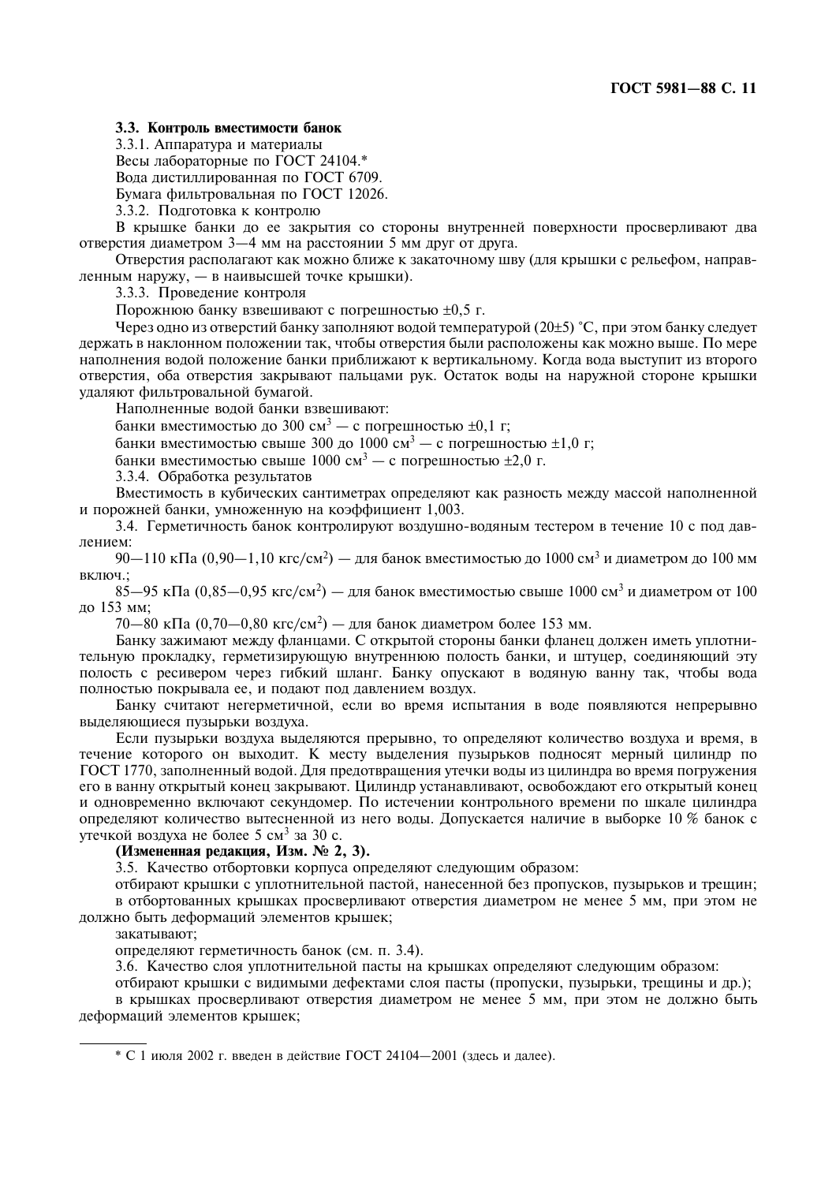**3.3. Контроль вместимости банок**

3.3.1. Аппаратура и материалы

Весы лабораторные по ГОСТ 24104.*

Вода дистиллированная по ГОСТ 6709.

Бумага фильтровальная по ГОСТ 12026.

3.3.2. Подготовка к контролю

В крышке банки до ее закрытия со стороны внутренней поверхности просверливают два отверстия диаметром 3—4 мм на расстоянии 5 мм друг от друга.

Отверстия располагают как можно ближе к закаточному шву (для крышки с рельефом, направленным наружу, — в наивысшей точке крышки).

3.3.3. Проведение контроля

Порожнюю банку взвешивают с погрешностью ±0,5 г.

Через одно из отверстий банку заполняют водой температурой (20±5) °С, при этом банку следует держать в наклонном положении так, чтобы отверстия были расположены как можно выше. По мере наполнения водой положение банки приближают к вертикальному. Когда вода выступит из второго отверстия, оба отверстия закрывают пальцами рук. Остаток воды на наружной стороне крышки удаляют фильтровальной бумагой.

Наполненные водой банки взвешивают:

банки вместимостью до 300 см$^3$ — с погрешностью ±0,1 г;

банки вместимостью свыше 300 до 1000 см$^3$ — с погрешностью ±1,0 г;

банки вместимостью свыше 1000 см$^3$ — с погрешностью ±2,0 г.

3.3.4. Обработка результатов

Вместимость в кубических сантиметрах определяют как разность между массой наполненной и порожней банки, умноженную на коэффициент 1,003.

3.4. Герметичность банок контролируют воздушно-водяным тестером в течение 10 с под давлением:

90—110 кПа (0,90—1,10 кгс/см$^2$) — для банок вместимостью до 1000 см$^3$ и диаметром до 100 мм включ.;

85—95 кПа (0,85—0,95 кгс/см$^2$) — для банок вместимостью свыше 1000 см$^3$ и диаметром от 100 до 153 мм;

70—80 кПа (0,70—0,80 кгс/см$^2$) — для банок диаметром более 153 мм.

Банку зажимают между фланцами. С открытой стороны банки фланец должен иметь уплотнительную прокладку, герметизирующую внутреннюю полость банки, и штуцер, соединяющий эту полость с ресивером через гибкий шланг. Банку опускают в водяную ванну так, чтобы вода полностью покрывала ее, и подают под давлением воздух.

Банку считают негерметичной, если во время испытания в воде появляются непрерывно выделяющиеся пузырьки воздуха.

Если пузырьки воздуха выделяются прерывно, то определяют количество воздуха и время, в течение которого он выходит. К месту выделения пузырьков подносят мерный цилиндр по ГОСТ 1770, заполненный водой. Для предотвращения утечки воды из цилиндра во время погружения его в ванну открытый конец закрывают. Цилиндр устанавливают, освобождают его открытый конец и одновременно включают секундомер. По истечении контрольного времени по шкале цилиндра определяют количество вытесненной из него воды. Допускается наличие в выборке 10 % банок с утечкой воздуха не более 5 см$^3$ за 30 с.

**(Измененная редакция, Изм. № 2, 3).**

3.5. Качество отбортовки корпуса определяют следующим образом:

отбирают крышки с уплотнительной пастой, нанесенной без пропусков, пузырьков и трещин;

в отбортованных крышках просверливают отверстия диаметром не менее 5 мм, при этом не должно быть деформаций элементов крышек;

закатывают;

определяют герметичность банок (см. п. 3.4).

3.6. Качество слоя уплотнительной пасты на крышках определяют следующим образом:

отбирают крышки с видимыми дефектами слоя пасты (пропуски, пузырьки, трещины и др.);

в крышках просверливают отверстия диаметром не менее 5 мм, при этом не должно быть деформаций элементов крышек;

---

\* С 1 июля 2002 г. введен в действие ГОСТ 24104—2001 (здесь и далее).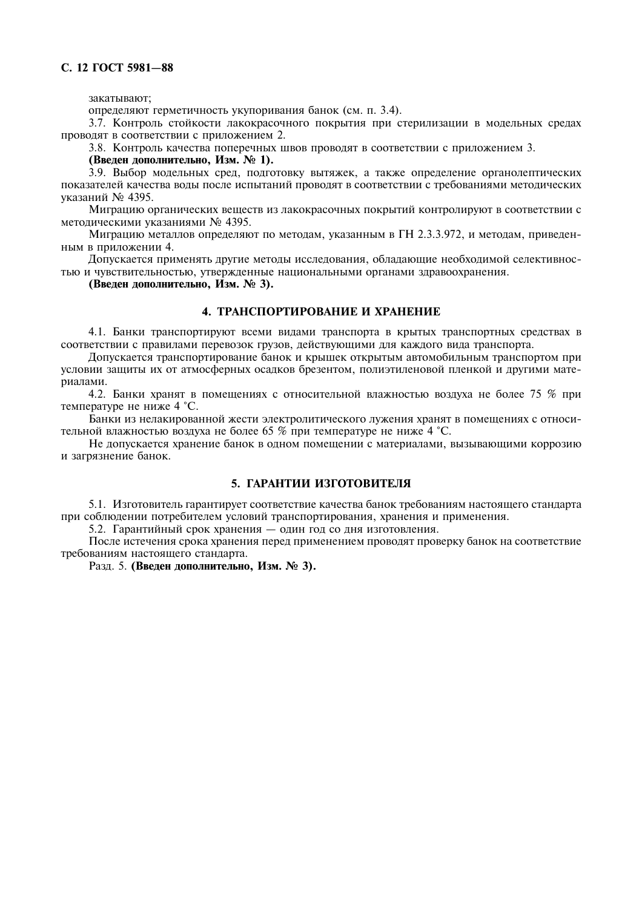закатывают;

определяют герметичность укупоривания банок (см. п. 3.4).

3.7. Контроль стойкости лакокрасочного покрытия при стерилизации в модельных средах проводят в соответствии с приложением 2.

3.8. Контроль качества поперечных швов проводят в соответствии с приложением 3.

**(Введен дополнительно, Изм. № 1).**

3.9. Выбор модельных сред, подготовку вытяжек, а также определение органолептических показателей качества воды после испытаний проводят в соответствии с требованиями методических указаний № 4395.

Миграцию органических веществ из лакокрасочных покрытий контролируют в соответствии с методическими указаниями № 4395.

Миграцию металлов определяют по методам, указанным в ГН 2.3.3.972, и методам, приведенным в приложении 4.

Допускается применять другие методы исследования, обладающие необходимой селективностью и чувствительностью, утвержденные национальными органами здравоохранения.

**(Введен дополнительно, Изм. № 3).**

## 4. ТРАНСПОРТИРОВАНИЕ И ХРАНЕНИЕ

4.1. Банки транспортируют всеми видами транспорта в крытых транспортных средствах в соответствии с правилами перевозок грузов, действующими для каждого вида транспорта.

Допускается транспортирование банок и крышек открытым автомобильным транспортом при условии защиты их от атмосферных осадков брезентом, полиэтиленовой пленкой и другими материалами.

4.2. Банки хранят в помещениях с относительной влажностью воздуха не более 75 % при температуре не ниже 4 °C.

Банки из нелакированной жести электролитического лужения хранят в помещениях с относительной влажностью воздуха не более 65 % при температуре не ниже 4 °C.

Не допускается хранение банок в одном помещении с материалами, вызывающими коррозию и загрязнение банок.

## 5. ГАРАНТИИ ИЗГОТОВИТЕЛЯ

5.1. Изготовитель гарантирует соответствие качества банок требованиям настоящего стандарта при соблюдении потребителем условий транспортирования, хранения и применения.

5.2. Гарантийный срок хранения — один год со дня изготовления.

После истечения срока хранения перед применением проводят проверку банок на соответствие требованиям настоящего стандарта.

Разд. 5. **(Введен дополнительно, Изм. № 3).**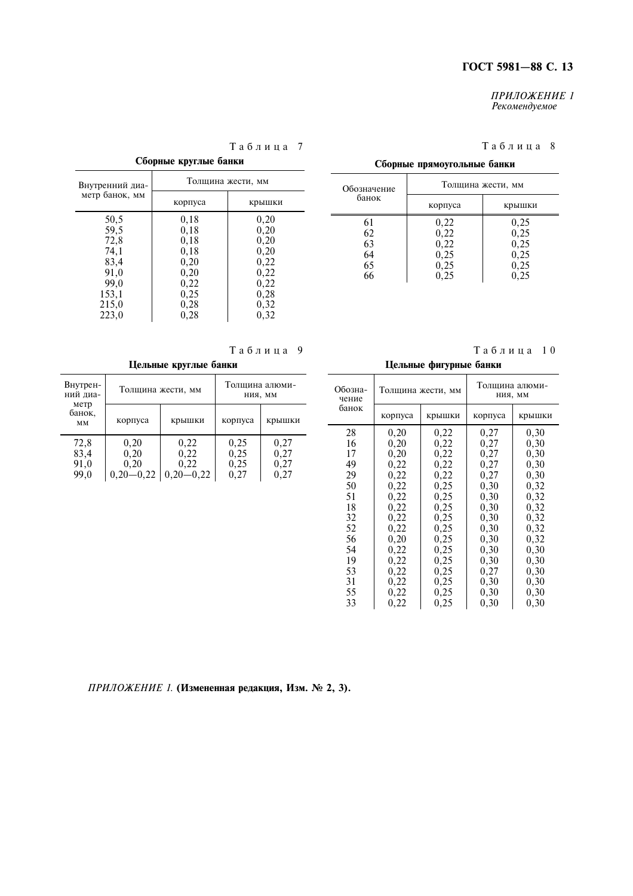*ПРИЛОЖЕНИЕ 1*
*Рекомендуемое*

Таблица 7

**Сборные круглые банки**

| Внутренний диаметр банок, мм | Толщина жести, мм | |
|---|---|---|
| | корпуса | крышки |
| 50,5 | 0,18 | 0,20 |
| 59,5 | 0,18 | 0,20 |
| 72,8 | 0,18 | 0,20 |
| 74,1 | 0,18 | 0,20 |
| 83,4 | 0,20 | 0,22 |
| 91,0 | 0,20 | 0,22 |
| 99,0 | 0,22 | 0,22 |
| 153,1 | 0,25 | 0,28 |
| 215,0 | 0,28 | 0,32 |
| 223,0 | 0,28 | 0,32 |

Таблица 8

**Сборные прямоугольные банки**

| Обозначение банок | Толщина жести, мм | |
|---|---|---|
| | корпуса | крышки |
| 61 | 0,22 | 0,25 |
| 62 | 0,22 | 0,25 |
| 63 | 0,22 | 0,25 |
| 64 | 0,25 | 0,25 |
| 65 | 0,25 | 0,25 |
| 66 | 0,25 | 0,25 |

Таблица 9

**Цельные круглые банки**

| Внутренний диаметр банок, мм | Толщина жести, мм | | Толщина алюминия, мм | |
|---|---|---|---|---|
| | корпуса | крышки | корпуса | крышки |
| 72,8 | 0,20 | 0,22 | 0,25 | 0,27 |
| 83,4 | 0,20 | 0,22 | 0,25 | 0,27 |
| 91,0 | 0,20 | 0,22 | 0,25 | 0,27 |
| 99,0 | 0,20—0,22 | 0,20—0,22 | 0,27 | 0,27 |

Таблица 10

**Цельные фигурные банки**

| Обозначение банок | Толщина жести, мм | | Толщина алюминия, мм | |
|---|---|---|---|---|
| | корпуса | крышки | корпуса | крышки |
| 28 | 0,20 | 0,22 | 0,27 | 0,30 |
| 16 | 0,20 | 0,22 | 0,27 | 0,30 |
| 17 | 0,20 | 0,22 | 0,27 | 0,30 |
| 49 | 0,22 | 0,22 | 0,27 | 0,30 |
| 29 | 0,22 | 0,22 | 0,27 | 0,30 |
| 50 | 0,22 | 0,25 | 0,30 | 0,32 |
| 51 | 0,22 | 0,25 | 0,30 | 0,32 |
| 18 | 0,22 | 0,25 | 0,30 | 0,32 |
| 32 | 0,22 | 0,25 | 0,30 | 0,32 |
| 52 | 0,22 | 0,25 | 0,30 | 0,32 |
| 56 | 0,20 | 0,25 | 0,30 | 0,32 |
| 54 | 0,22 | 0,25 | 0,30 | 0,30 |
| 19 | 0,22 | 0,25 | 0,30 | 0,30 |
| 53 | 0,22 | 0,25 | 0,27 | 0,30 |
| 31 | 0,22 | 0,25 | 0,30 | 0,30 |
| 55 | 0,22 | 0,25 | 0,30 | 0,30 |
| 33 | 0,22 | 0,25 | 0,30 | 0,30 |

*ПРИЛОЖЕНИЕ 1.* **(Измененная редакция, Изм. № 2, 3).**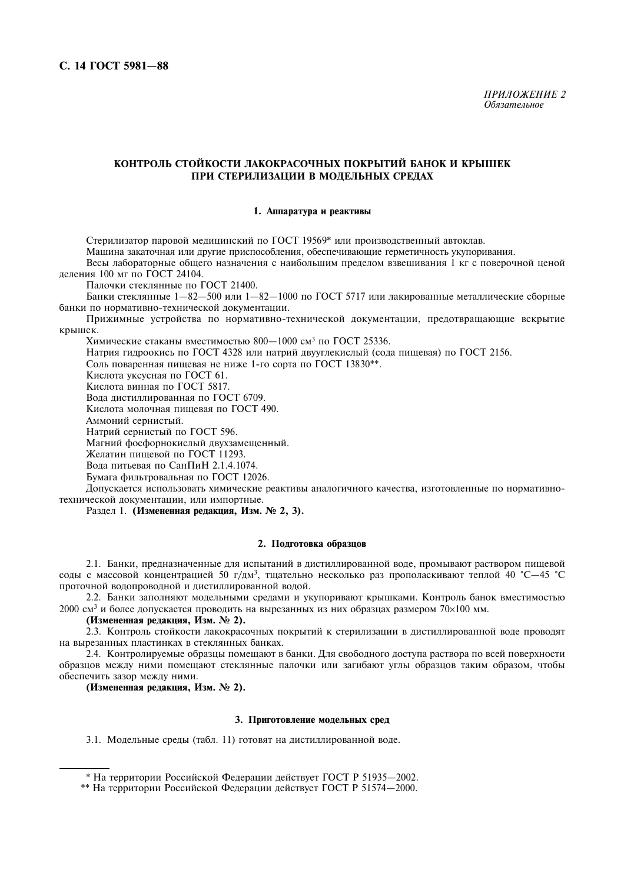*ПРИЛОЖЕНИЕ 2*
*Обязательное*

## КОНТРОЛЬ СТОЙКОСТИ ЛАКОКРАСОЧНЫХ ПОКРЫТИЙ БАНОК И КРЫШЕК ПРИ СТЕРИЛИЗАЦИИ В МОДЕЛЬНЫХ СРЕДАХ

### 1. Аппаратура и реактивы

Стерилизатор паровой медицинский по ГОСТ 19569* или производственный автоклав.

Машина закаточная или другие приспособления, обеспечивающие герметичность укупоривания.

Весы лабораторные общего назначения с наибольшим пределом взвешивания 1 кг с поверочной ценой деления 100 мг по ГОСТ 24104.

Палочки стеклянные по ГОСТ 21400.

Банки стеклянные 1—82—500 или 1—82—1000 по ГОСТ 5717 или лакированные металлические сборные банки по нормативно-технической документации.

Прижимные устройства по нормативно-технической документации, предотвращающие вскрытие крышек.

Химические стаканы вместимостью 800—1000 см$^3$ по ГОСТ 25336.

Натрия гидроокись по ГОСТ 4328 или натрий двууглекислый (сода пищевая) по ГОСТ 2156.

Соль поваренная пищевая не ниже 1-го сорта по ГОСТ 13830**.

Кислота уксусная по ГОСТ 61.

Кислота винная по ГОСТ 5817.

Вода дистиллированная по ГОСТ 6709.

Кислота молочная пищевая по ГОСТ 490.

Аммоний сернистый.

Натрий сернистый по ГОСТ 596.

Магний фосфорнокислый двухзамещенный.

Желатин пищевой по ГОСТ 11293.

Вода питьевая по СанПиН 2.1.4.1074.

Бумага фильтровальная по ГОСТ 12026.

Допускается использовать химические реактивы аналогичного качества, изготовленные по нормативно-технической документации, или импортные.

Раздел 1. **(Измененная редакция, Изм. № 2, 3).**

### 2. Подготовка образцов

2.1. Банки, предназначенные для испытаний в дистиллированной воде, промывают раствором пищевой соды с массовой концентрацией 50 г/дм$^3$, тщательно несколько раз прополаскивают теплой 40 °С—45 °С проточной водопроводной и дистиллированной водой.

2.2. Банки заполняют модельными средами и укупоривают крышками. Контроль банок вместимостью 2000 см$^3$ и более допускается проводить на вырезанных из них образцах размером 70×100 мм.

**(Измененная редакция, Изм. № 2).**

2.3. Контроль стойкости лакокрасочных покрытий к стерилизации в дистиллированной воде проводят на вырезанных пластинках в стеклянных банках.

2.4. Контролируемые образцы помещают в банки. Для свободного доступа раствора по всей поверхности образцов между ними помещают стеклянные палочки или загибают углы образцов таким образом, чтобы обеспечить зазор между ними.

**(Измененная редакция, Изм. № 2).**

### 3. Приготовление модельных сред

3.1. Модельные среды (табл. 11) готовят на дистиллированной воде.

---

\* На территории Российской Федерации действует ГОСТ Р 51935—2002.

\*\* На территории Российской Федерации действует ГОСТ Р 51574—2000.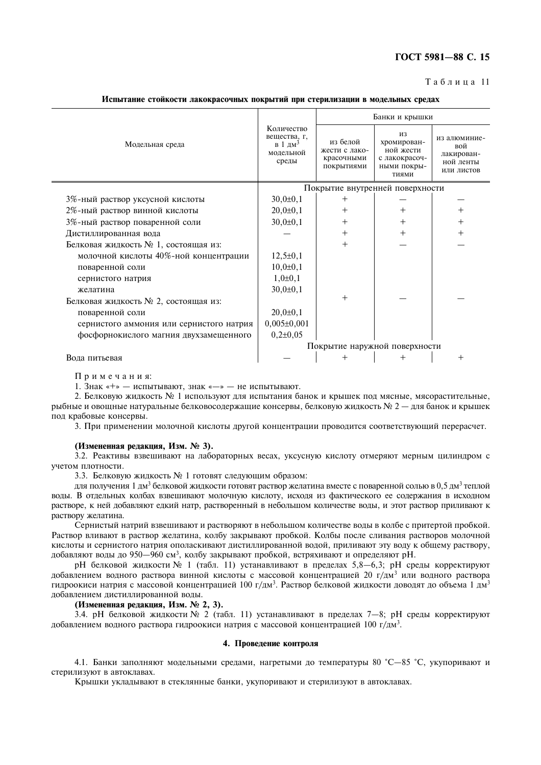Таблица 11

**Испытание стойкости лакокрасочных покрытий при стерилизации в модельных средах**

| Модельная среда | Количество вещества, г, в 1 дм$^3$ модельной среды | Банки и крышки | | |
|---|---|---|---|---|
| | | из белой жести с лакокрасочными покрытиями | из хромированной жести с лакокрасочными покрытиями | из алюминиевой лакированной ленты или листов |
| | Покрытие внутренней поверхности | | | |
| 3%-ный раствор уксусной кислоты | 30,0±0,1 | + | — | — |
| 2%-ный раствор винной кислоты | 20,0±0,1 | + | + | + |
| 3%-ный раствор поваренной соли | 30,0±0,1 | + | + | + |
| Дистиллированная вода | — | + | + | + |
| Белковая жидкость № 1, состоящая из: | | + | — | — |
| молочной кислоты 40%-ной концентрации | 12,5±0,1 | | | |
| поваренной соли | 10,0±0,1 | | | |
| сернистого натрия | 1,0±0,1 | | | |
| желатина | 30,0±0,1 | | | |
| Белковая жидкость № 2, состоящая из: | | + | — | — |
| поваренной соли | 20,0±0,1 | | | |
| сернистого аммония или сернистого натрия | 0,005±0,001 | | | |
| фосфорнокислого магния двухзамещенного | 0,2±0,05 | | | |
| | Покрытие наружной поверхности | | | |
| Вода питьевая | — | + | + | + |

Примечания:

1. Знак «+» — испытывают, знак «—» — не испытывают.
2. Белковую жидкость № 1 используют для испытания банок и крышек под мясные, мясорастительные, рыбные и овощные натуральные белковосодержащие консервы, белковую жидкость № 2 — для банок и крышек под крабовые консервы.
3. При применении молочной кислоты другой концентрации проводится соответствующий перерасчет.

**(Измененная редакция, Изм. № 3).**

3.2. Реактивы взвешивают на лабораторных весах, уксусную кислоту отмеряют мерным цилиндром с учетом плотности.

3.3. Белковую жидкость № 1 готовят следующим образом:

для получения 1 дм$^3$ белковой жидкости готовят раствор желатина вместе с поваренной солью в 0,5 дм$^3$ теплой воды. В отдельных колбах взвешивают молочную кислоту, исходя из фактического ее содержания в исходном растворе, к ней добавляют едкий натр, растворенный в небольшом количестве воды, и этот раствор приливают к раствору желатина.

Сернистый натрий взвешивают и растворяют в небольшом количестве воды в колбе с притертой пробкой. Раствор вливают в раствор желатина, колбу закрывают пробкой. Колбы после сливания растворов молочной кислоты и сернистого натрия ополаскивают дистиллированной водой, приливают эту воду к общему раствору, добавляют воды до 950—960 см$^3$, колбу закрывают пробкой, встряхивают и определяют рН.

рН белковой жидкости № 1 (табл. 11) устанавливают в пределах 5,8—6,3; рН среды корректируют добавлением водного раствора винной кислоты с массовой концентрацией 20 г/дм$^3$ или водного раствора гидроокиси натрия с массовой концентрацией 100 г/дм$^3$. Раствор белковой жидкости доводят до объема 1 дм$^3$ добавлением дистиллированной воды.

**(Измененная редакция, Изм. № 2, 3).**

3.4. рН белковой жидкости № 2 (табл. 11) устанавливают в пределах 7—8; рН среды корректируют добавлением водного раствора гидроокиси натрия с массовой концентрацией 100 г/дм$^3$.

## 4. Проведение контроля

4.1. Банки заполняют модельными средами, нагретыми до температуры 80 °С—85 °С, укупоривают и стерилизуют в автоклавах.

Крышки укладывают в стеклянные банки, укупоривают и стерилизуют в автоклавах.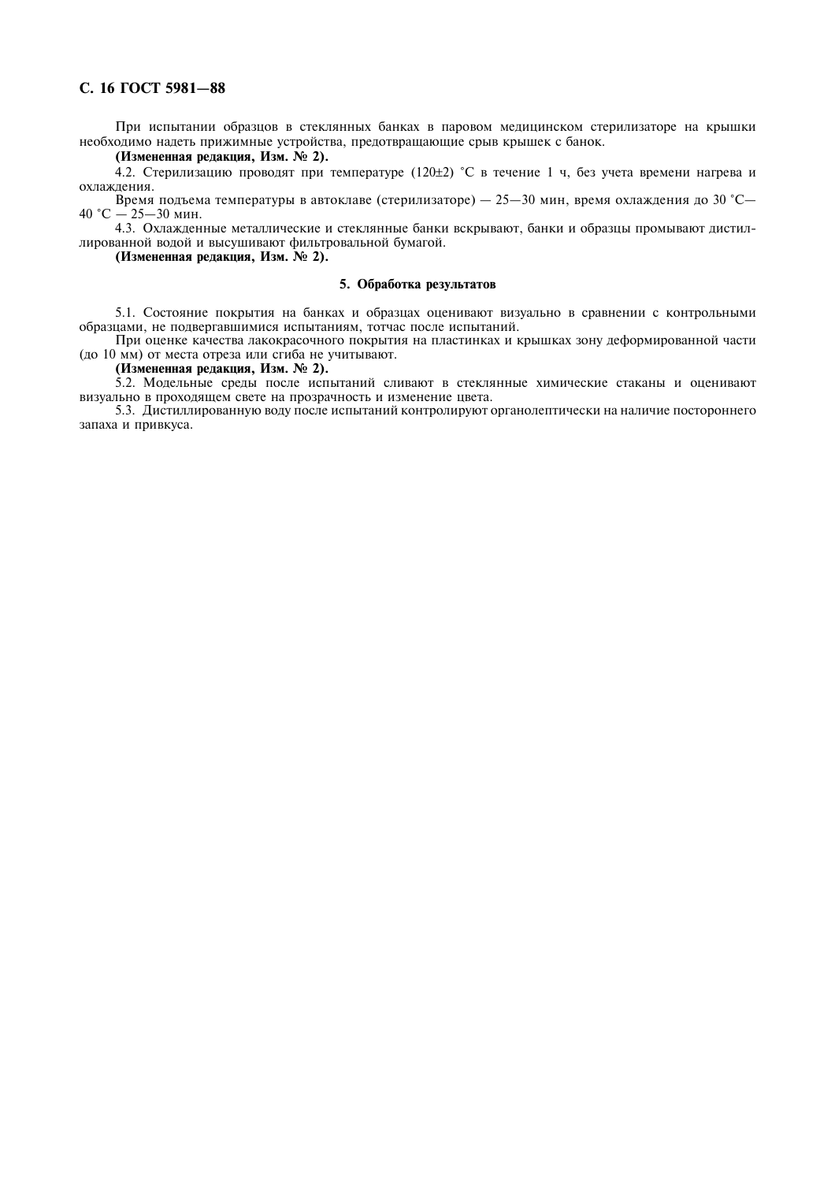При испытании образцов в стеклянных банках в паровом медицинском стерилизаторе на крышки необходимо надеть прижимные устройства, предотвращающие срыв крышек с банок.

**(Измененная редакция, Изм. № 2).**

4.2. Стерилизацию проводят при температуре (120±2) °С в течение 1 ч, без учета времени нагрева и охлаждения.

Время подъема температуры в автоклаве (стерилизаторе) — 25—30 мин, время охлаждения до 30 °С—40 °С — 25—30 мин.

4.3. Охлажденные металлические и стеклянные банки вскрывают, банки и образцы промывают дистиллированной водой и высушивают фильтровальной бумагой.

**(Измененная редакция, Изм. № 2).**

## 5. Обработка результатов

5.1. Состояние покрытия на банках и образцах оценивают визуально в сравнении с контрольными образцами, не подвергавшимися испытаниям, тотчас после испытаний.

При оценке качества лакокрасочного покрытия на пластинках и крышках зону деформированной части (до 10 мм) от места отреза или сгиба не учитывают.

**(Измененная редакция, Изм. № 2).**

5.2. Модельные среды после испытаний сливают в стеклянные химические стаканы и оценивают визуально в проходящем свете на прозрачность и изменение цвета.

5.3. Дистиллированную воду после испытаний контролируют органолептически на наличие постороннего запаха и привкуса.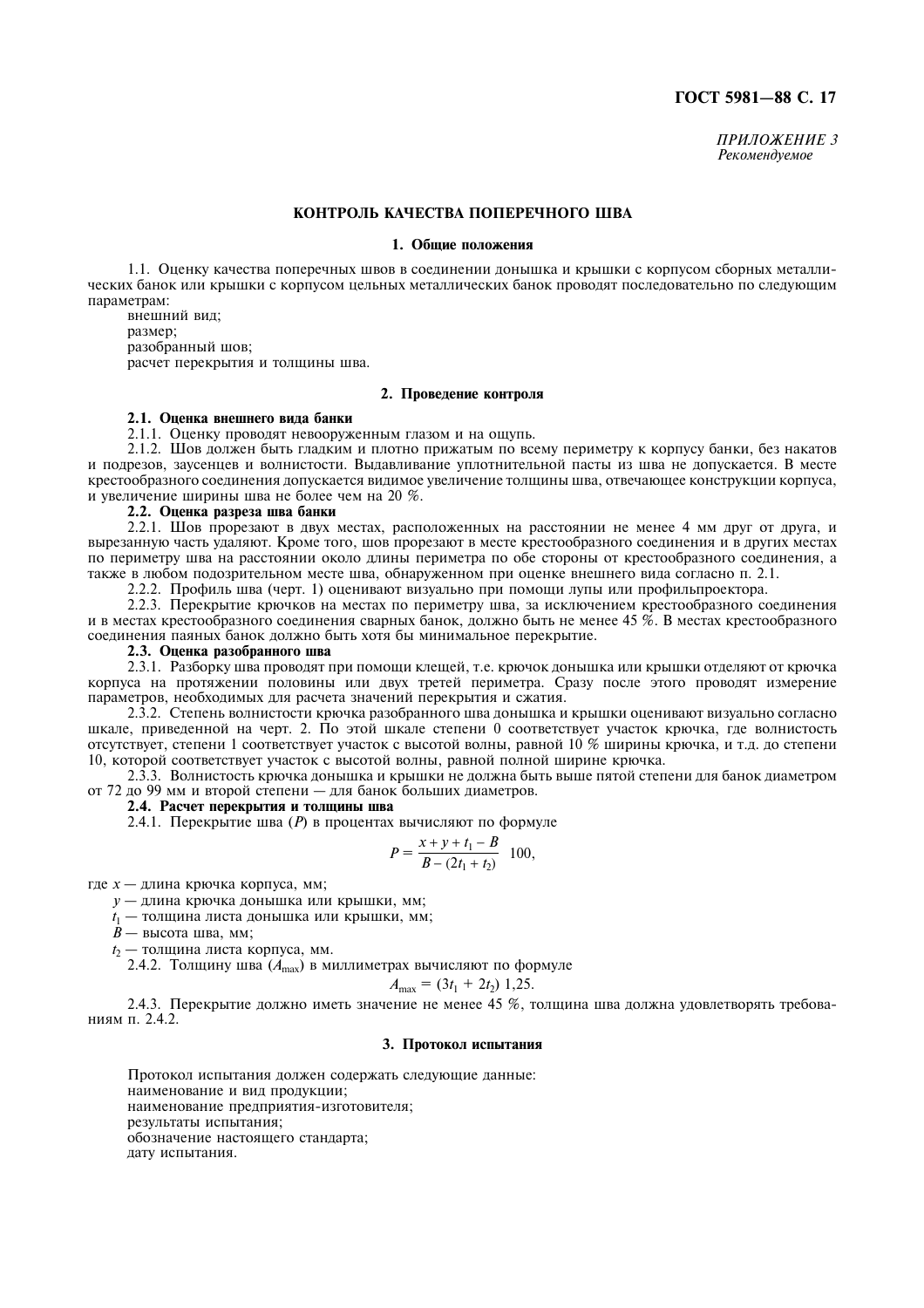*ПРИЛОЖЕНИЕ 3*
*Рекомендуемое*

## КОНТРОЛЬ КАЧЕСТВА ПОПЕРЕЧНОГО ШВА

### 1. Общие положения

1.1. Оценку качества поперечных швов в соединении донышка и крышки с корпусом сборных металлических банок или крышки с корпусом цельных металлических банок проводят последовательно по следующим параметрам:

внешний вид;
размер;
разобранный шов;
расчет перекрытия и толщины шва.

### 2. Проведение контроля

**2.1. Оценка внешнего вида банки**

2.1.1. Оценку проводят невооруженным глазом и на ощупь.

2.1.2. Шов должен быть гладким и плотно прижатым по всему периметру к корпусу банки, без накатов и подрезов, заусенцев и волнистости. Выдавливание уплотнительной пасты из шва не допускается. В месте крестообразного соединения допускается видимое увеличение толщины шва, отвечающее конструкции корпуса, и увеличение ширины шва не более чем на 20 %.

**2.2. Оценка разреза шва банки**

2.2.1. Шов прорезают в двух местах, расположенных на расстоянии не менее 4 мм друг от друга, и вырезанную часть удаляют. Кроме того, шов прорезают в месте крестообразного соединения и в других местах по периметру шва на расстоянии около длины периметра по обе стороны от крестообразного соединения, а также в любом подозрительном месте шва, обнаруженном при оценке внешнего вида согласно п. 2.1.

2.2.2. Профиль шва (черт. 1) оценивают визуально при помощи лупы или профильпроектора.

2.2.3. Перекрытие крючков на местах по периметру шва, за исключением крестообразного соединения и в местах крестообразного соединения сварных банок, должно быть не менее 45 %. В местах крестообразного соединения паяных банок должно быть хотя бы минимальное перекрытие.

**2.3. Оценка разобранного шва**

2.3.1. Разборку шва проводят при помощи клещей, т.е. крючок донышка или крышки отделяют от крючка корпуса на протяжении половины или двух третей периметра. Сразу после этого проводят измерение параметров, необходимых для расчета значений перекрытия и сжатия.

2.3.2. Степень волнистости крючка разобранного шва донышка и крышки оценивают визуально согласно шкале, приведенной на черт. 2. По этой шкале степени 0 соответствует участок крючка, где волнистость отсутствует, степени 1 соответствует участок с высотой волны, равной 10 % ширины крючка, и т.д. до степени 10, которой соответствует участок с высотой волны, равной полной ширине крючка.

2.3.3. Волнистость крючка донышка и крышки не должна быть выше пятой степени для банок диаметром от 72 до 99 мм и второй степени — для банок больших диаметров.

**2.4. Расчет перекрытия и толщины шва**

2.4.1. Перекрытие шва ($P$) в процентах вычисляют по формуле

$$P = \frac{x + y + t_1 - B}{B - (2t_1 + t_2)} \ 100,$$

где $x$ — длина крючка корпуса, мм;

$y$ — длина крючка донышка или крышки, мм;

$t_1$ — толщина листа донышка или крышки, мм;

$B$ — высота шва, мм;

$t_2$ — толщина листа корпуса, мм.

2.4.2. Толщину шва ($A_{max}$) в миллиметрах вычисляют по формуле

$$A_{max} = (3t_1 + 2t_2)\ 1{,}25.$$

2.4.3. Перекрытие должно иметь значение не менее 45 %, толщина шва должна удовлетворять требованиям п. 2.4.2.

### 3. Протокол испытания

Протокол испытания должен содержать следующие данные:
наименование и вид продукции;
наименование предприятия-изготовителя;
результаты испытания;
обозначение настоящего стандарта;
дату испытания.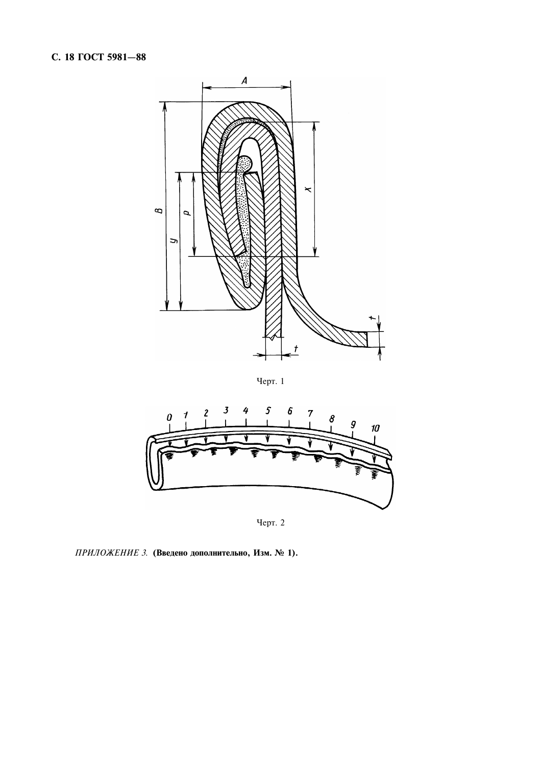Черт. 1

Черт. 2

*ПРИЛОЖЕНИЕ 3.* **(Введено дополнительно, Изм. № 1).**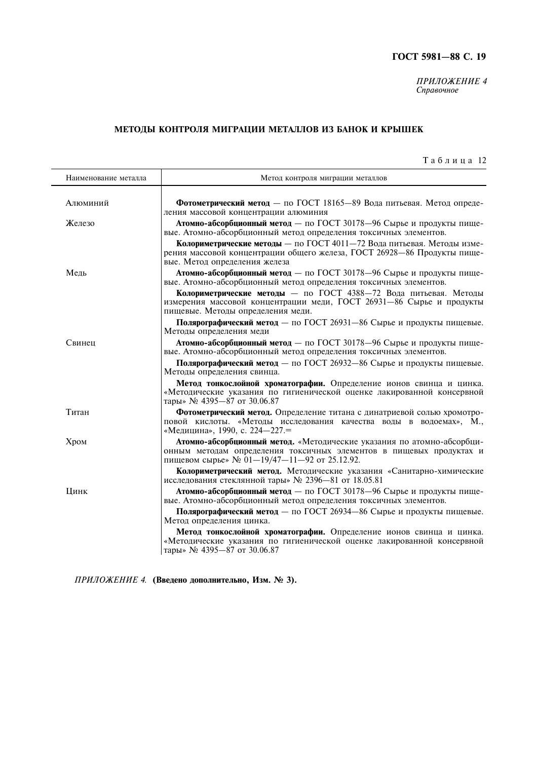*ПРИЛОЖЕНИЕ 4*
*Справочное*

## МЕТОДЫ КОНТРОЛЯ МИГРАЦИИ МЕТАЛЛОВ ИЗ БАНОК И КРЫШЕК

Таблица 12

| Наименование металла | Метод контроля миграции металлов |
|---|---|
| Алюминий | **Фотометрический метод** — по ГОСТ 18165—89 Вода питьевая. Метод определения массовой концентрации алюминия |
| Железо | **Атомно-абсорбционный метод** — по ГОСТ 30178—96 Сырье и продукты пищевые. Атомно-абсорбционный метод определения токсичных элементов. |
| | **Колориметрические методы** — по ГОСТ 4011—72 Вода питьевая. Методы измерения массовой концентрации общего железа, ГОСТ 26928—86 Продукты пищевые. Метод определения железа |
| Медь | **Атомно-абсорбционный метод** — по ГОСТ 30178—96 Сырье и продукты пищевые. Атомно-абсорбционный метод определения токсичных элементов. |
| | **Колориметрические методы** — по ГОСТ 4388—72 Вода питьевая. Методы измерения массовой концентрации меди, ГОСТ 26931—86 Сырье и продукты пищевые. Методы определения меди. |
| | **Полярографический метод** — по ГОСТ 26931—86 Сырье и продукты пищевые. Методы определения меди |
| Свинец | **Атомно-абсорбционный метод** — по ГОСТ 30178—96 Сырье и продукты пищевые. Атомно-абсорбционный метод определения токсичных элементов. |
| | **Полярографический метод** — по ГОСТ 26932—86 Сырье и продукты пищевые. Методы определения свинца. |
| | **Метод тонкослойной хроматографии.** Определение ионов свинца и цинка. «Методические указания по гигиенической оценке лакированной консервной тары» № 4395—87 от 30.06.87 |
| Титан | **Фотометрический метод.** Определение титана с динатриевой солью хромотроповой кислоты. «Методы исследования качества воды в водоемах», М., «Медицина», 1990, с. 224—227.= |
| Хром | **Атомно-абсорбционный метод.** «Методические указания по атомно-абсорбционным методам определения токсичных элементов в пищевых продуктах и пищевом сырье» № 01—19/47—11—92 от 25.12.92. |
| | **Колориметрический метод.** Методические указания «Санитарно-химические исследования стеклянной тары» № 2396—81 от 18.05.81 |
| Цинк | **Атомно-абсорбционный метод** — по ГОСТ 30178—96 Сырье и продукты пищевые. Атомно-абсорбционный метод определения токсичных элементов. |
| | **Полярографический метод** — по ГОСТ 26934—86 Сырье и продукты пищевые. Метод определения цинка. |
| | **Метод тонкослойной хроматографии.** Определение ионов свинца и цинка. «Методические указания по гигиенической оценке лакированной консервной тары» № 4395—87 от 30.06.87 |

*ПРИЛОЖЕНИЕ 4.* **(Введено дополнительно, Изм. № 3).**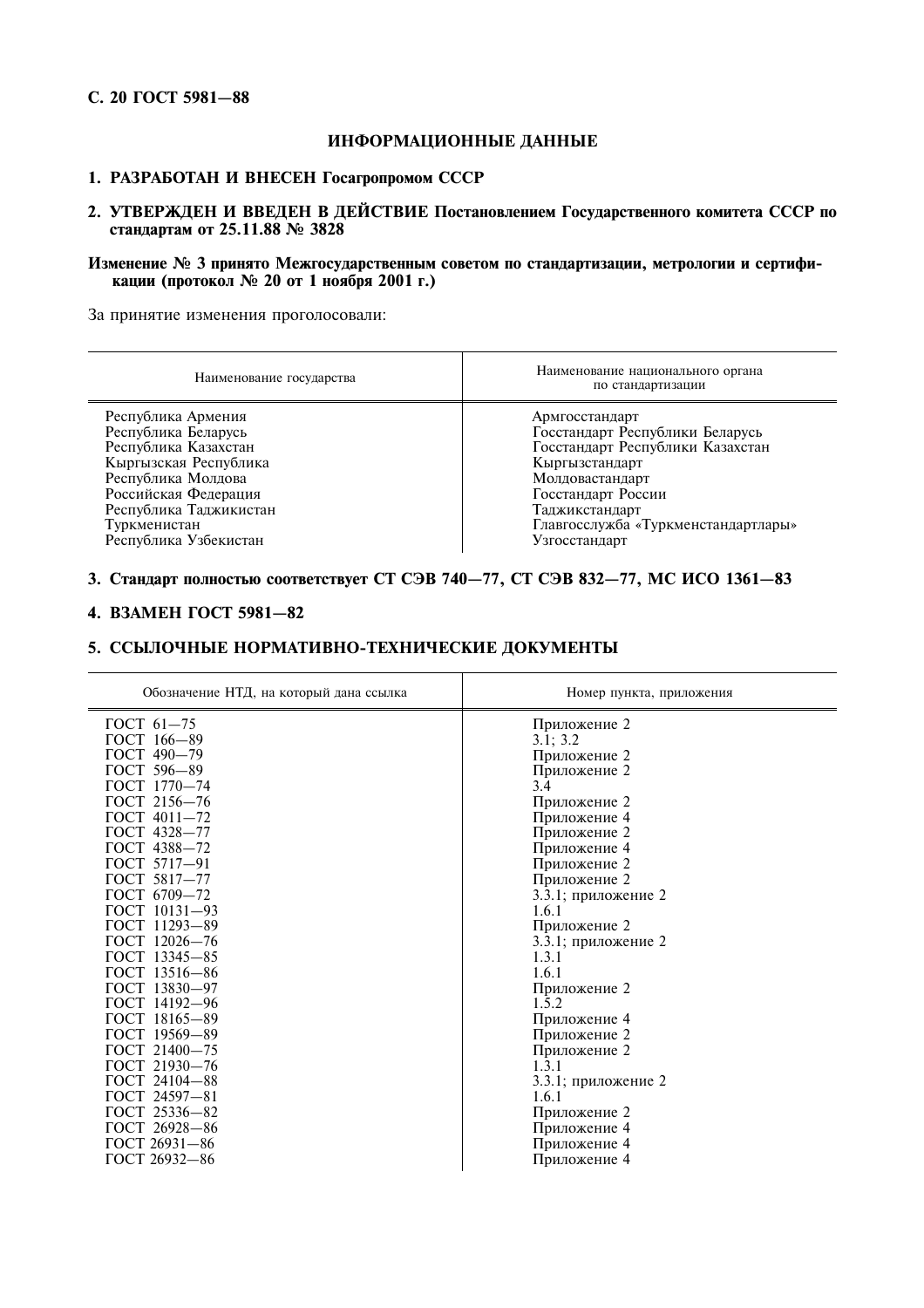## ИНФОРМАЦИОННЫЕ ДАННЫЕ

**1. РАЗРАБОТАН И ВНЕСЕН Госагропромом СССР**

**2. УТВЕРЖДЕН И ВВЕДЕН В ДЕЙСТВИЕ Постановлением Государственного комитета СССР по стандартам от 25.11.88 № 3828**

**Изменение № 3 принято Межгосударственным советом по стандартизации, метрологии и сертификации (протокол № 20 от 1 ноября 2001 г.)**

За принятие изменения проголосовали:

| Наименование государства | Наименование национального органа по стандартизации |
|---|---|
| Республика Армения | Армгосстандарт |
| Республика Беларусь | Госстандарт Республики Беларусь |
| Республика Казахстан | Госстандарт Республики Казахстан |
| Кыргызская Республика | Кыргызстандарт |
| Республика Молдова | Молдовастандарт |
| Российская Федерация | Госстандарт России |
| Республика Таджикистан | Таджикстандарт |
| Туркменистан | Главгосслужба «Туркменстандартлары» |
| Республика Узбекистан | Узгосстандарт |

**3. Стандарт полностью соответствует СТ СЭВ 740—77, СТ СЭВ 832—77, МС ИСО 1361—83**

**4. ВЗАМЕН ГОСТ 5981—82**

**5. ССЫЛОЧНЫЕ НОРМАТИВНО-ТЕХНИЧЕСКИЕ ДОКУМЕНТЫ**

| Обозначение НТД, на который дана ссылка | Номер пункта, приложения |
|---|---|
| ГОСТ 61—75 | Приложение 2 |
| ГОСТ 166—89 | 3.1; 3.2 |
| ГОСТ 490—79 | Приложение 2 |
| ГОСТ 596—89 | Приложение 2 |
| ГОСТ 1770—74 | 3.4 |
| ГОСТ 2156—76 | Приложение 2 |
| ГОСТ 4011—72 | Приложение 4 |
| ГОСТ 4328—77 | Приложение 2 |
| ГОСТ 4388—72 | Приложение 4 |
| ГОСТ 5717—91 | Приложение 2 |
| ГОСТ 5817—77 | Приложение 2 |
| ГОСТ 6709—72 | 3.3.1; приложение 2 |
| ГОСТ 10131—93 | 1.6.1 |
| ГОСТ 11293—89 | Приложение 2 |
| ГОСТ 12026—76 | 3.3.1; приложение 2 |
| ГОСТ 13345—85 | 1.3.1 |
| ГОСТ 13516—86 | 1.6.1 |
| ГОСТ 13830—97 | Приложение 2 |
| ГОСТ 14192—96 | 1.5.2 |
| ГОСТ 18165—89 | Приложение 4 |
| ГОСТ 19569—89 | Приложение 2 |
| ГОСТ 21400—75 | Приложение 2 |
| ГОСТ 21930—76 | 1.3.1 |
| ГОСТ 24104—88 | 3.3.1; приложение 2 |
| ГОСТ 24597—81 | 1.6.1 |
| ГОСТ 25336—82 | Приложение 2 |
| ГОСТ 26928—86 | Приложение 4 |
| ГОСТ 26931—86 | Приложение 4 |
| ГОСТ 26932—86 | Приложение 4 |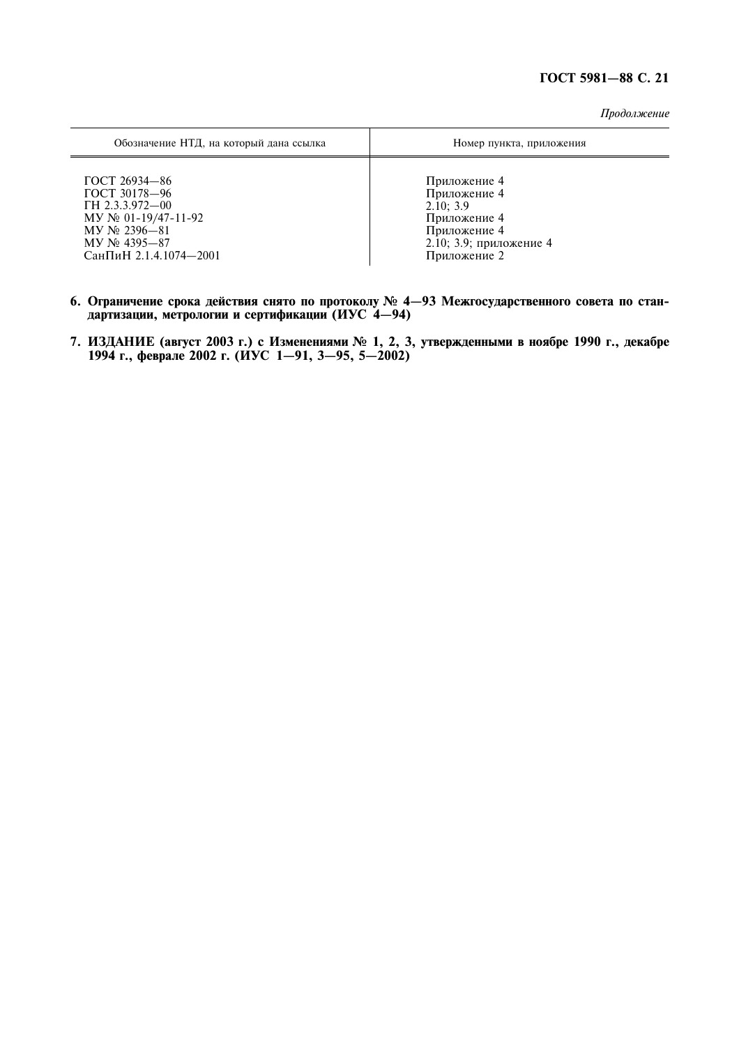*Продолжение*

| Обозначение НТД, на который дана ссылка | Номер пункта, приложения |
|---|---|
| ГОСТ 26934—86 | Приложение 4 |
| ГОСТ 30178—96 | Приложение 4 |
| ГН 2.3.3.972—00 | 2.10; 3.9 |
| МУ № 01-19/47-11-92 | Приложение 4 |
| МУ № 2396—81 | Приложение 4 |
| МУ № 4395—87 | 2.10; 3.9; приложение 4 |
| СанПиН 2.1.4.1074—2001 | Приложение 2 |

**6. Ограничение срока действия снято по протоколу № 4—93 Межгосударственного совета по стандартизации, метрологии и сертификации (ИУС 4—94)**

**7. ИЗДАНИЕ (август 2003 г.) с Изменениями № 1, 2, 3, утвержденными в ноябре 1990 г., декабре 1994 г., феврале 2002 г. (ИУС 1—91, 3—95, 5—2002)**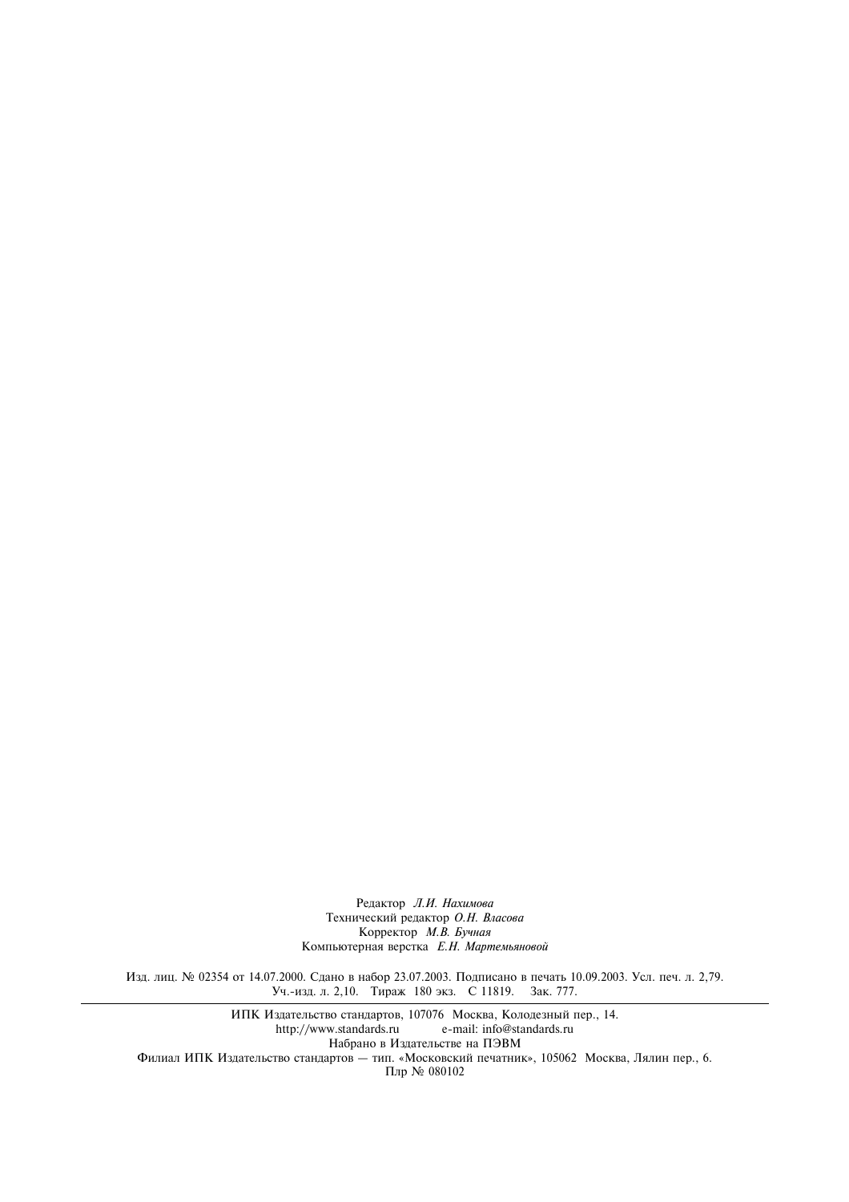Редактор *Л.И. Нахимова*
Технический редактор *О.Н. Власова*
Корректор *М.В. Бучная*
Компьютерная верстка *Е.Н. Мартемьяновой*

Изд. лиц. № 02354 от 14.07.2000. Сдано в набор 23.07.2003. Подписано в печать 10.09.2003. Усл. печ. л. 2,79. Уч.-изд. л. 2,10. Тираж 180 экз. С 11819. Зак. 777.

---

ИПК Издательство стандартов, 107076 Москва, Колодезный пер., 14.
http://www.standards.ru e-mail: info@standards.ru
Набрано в Издательстве на ПЭВМ
Филиал ИПК Издательство стандартов — тип. «Московский печатник», 105062 Москва, Лялин пер., 6.
Плр № 080102